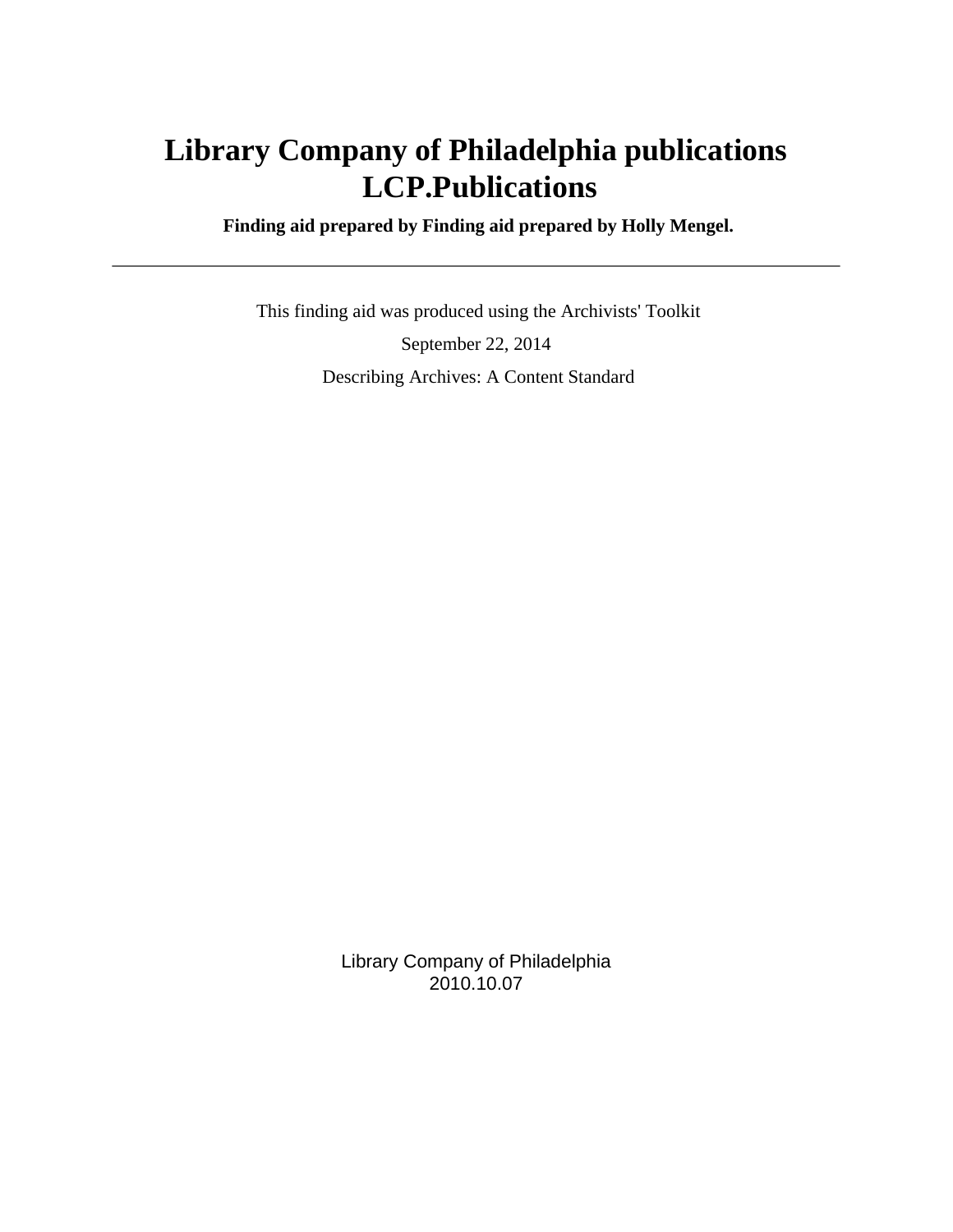# Library Company of Philadelphia publications LCP.Publications

**Finding aid prepared by Finding aid prepared by Holly Mengel.**

---

This finding aid was produced using the Archivists' Toolkit

September 22, 2014

Describing Archives: A Content Standard

Library Company of Philadelphia
2010.10.07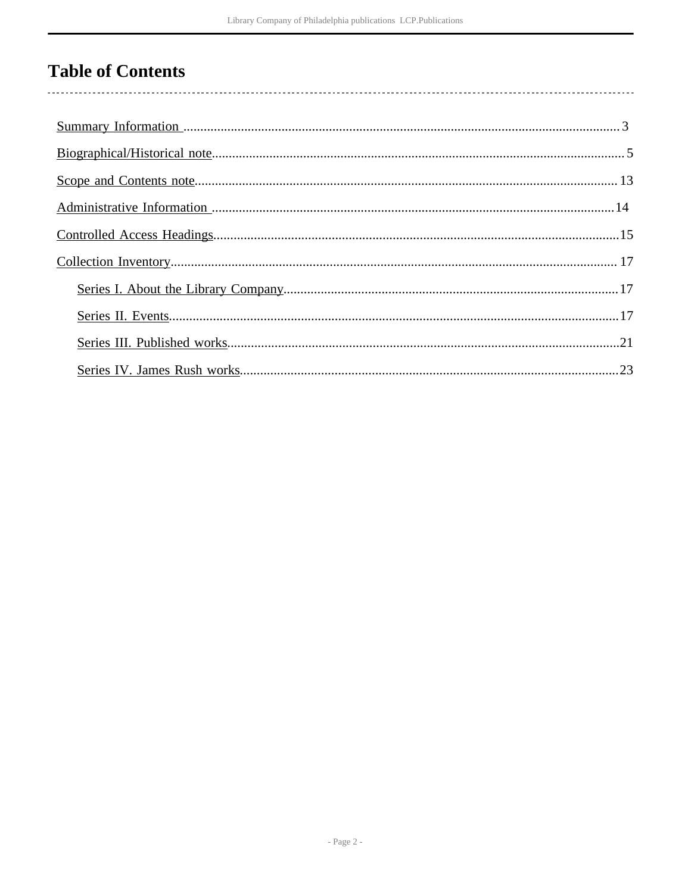# Table of Contents

Summary Information ........................................ 3

Biographical/Historical note ........................................ 5

Scope and Contents note ........................................ 13

Administrative Information ........................................ 14

Controlled Access Headings ........................................ 15

Collection Inventory ........................................ 17

- Series I. About the Library Company ........................................ 17
- Series II. Events ........................................ 17
- Series III. Published works ........................................ 21
- Series IV. James Rush works ........................................ 23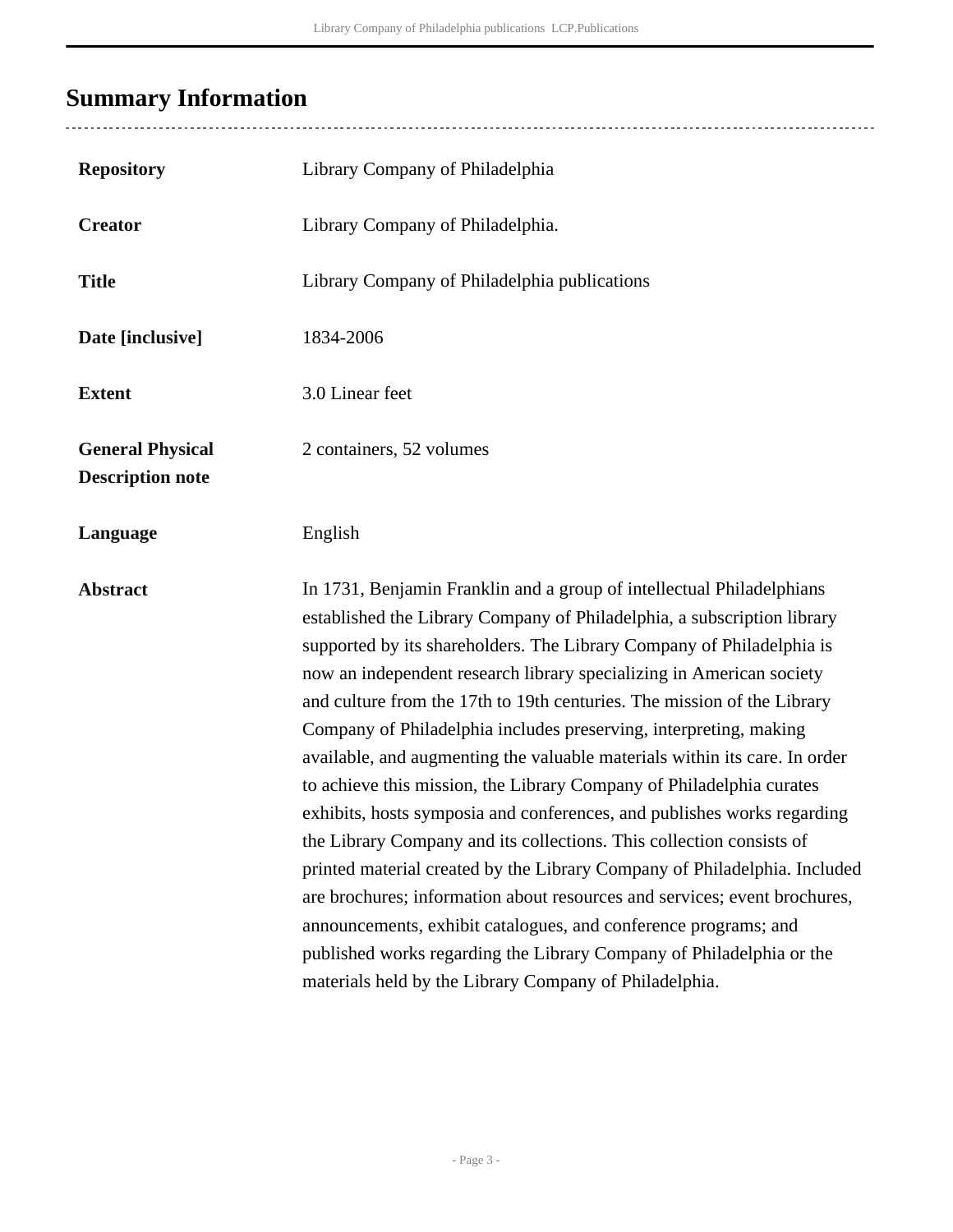## Summary Information

| | |
|---|---|
| **Repository** | Library Company of Philadelphia |
| **Creator** | Library Company of Philadelphia. |
| **Title** | Library Company of Philadelphia publications |
| **Date [inclusive]** | 1834-2006 |
| **Extent** | 3.0 Linear feet |
| **General Physical Description note** | 2 containers, 52 volumes |
| **Language** | English |
| **Abstract** | In 1731, Benjamin Franklin and a group of intellectual Philadelphians established the Library Company of Philadelphia, a subscription library supported by its shareholders. The Library Company of Philadelphia is now an independent research library specializing in American society and culture from the 17th to 19th centuries. The mission of the Library Company of Philadelphia includes preserving, interpreting, making available, and augmenting the valuable materials within its care. In order to achieve this mission, the Library Company of Philadelphia curates exhibits, hosts symposia and conferences, and publishes works regarding the Library Company and its collections. This collection consists of printed material created by the Library Company of Philadelphia. Included are brochures; information about resources and services; event brochures, announcements, exhibit catalogues, and conference programs; and published works regarding the Library Company of Philadelphia or the materials held by the Library Company of Philadelphia. |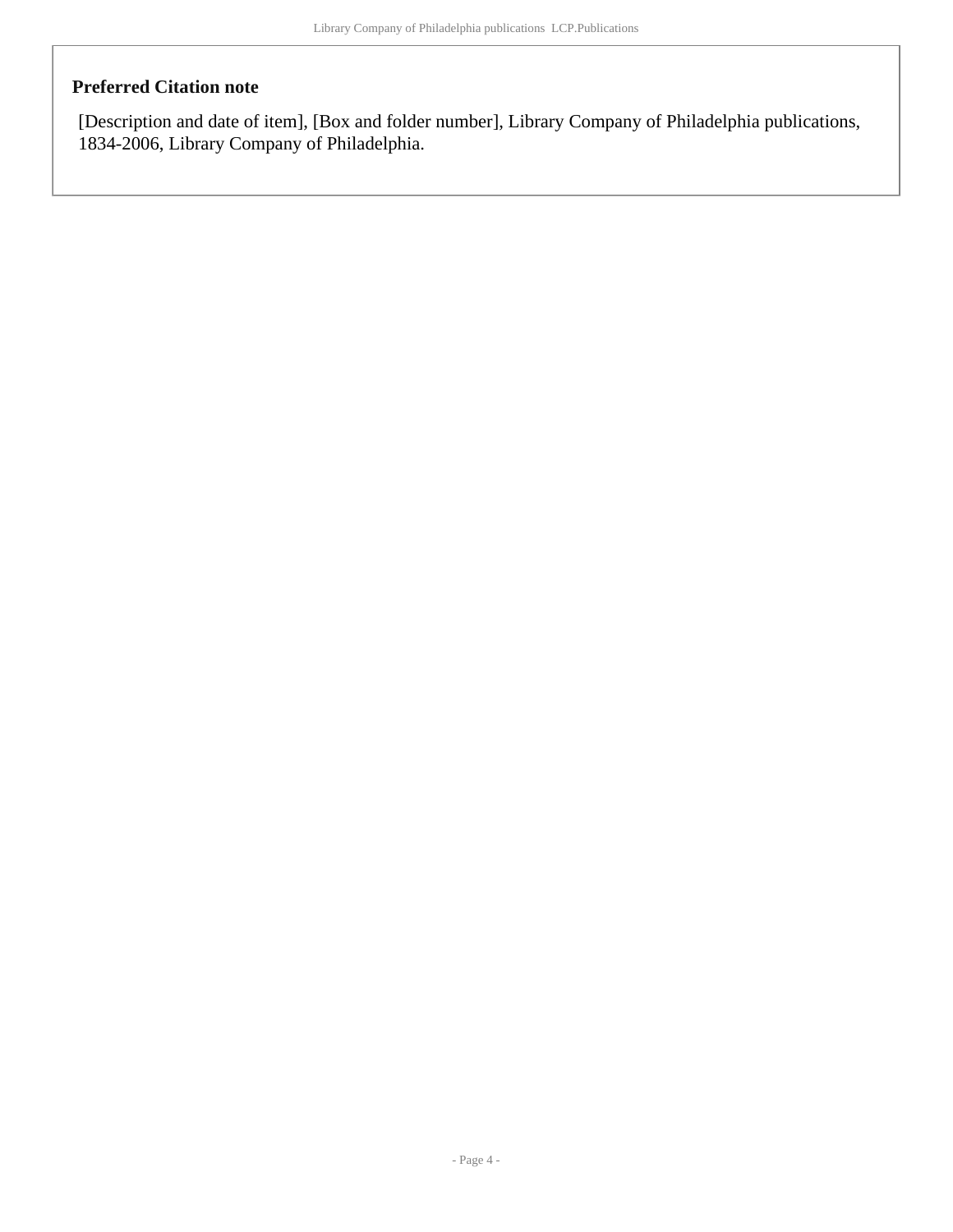### Preferred Citation note

[Description and date of item], [Box and folder number], Library Company of Philadelphia publications, 1834-2006, Library Company of Philadelphia.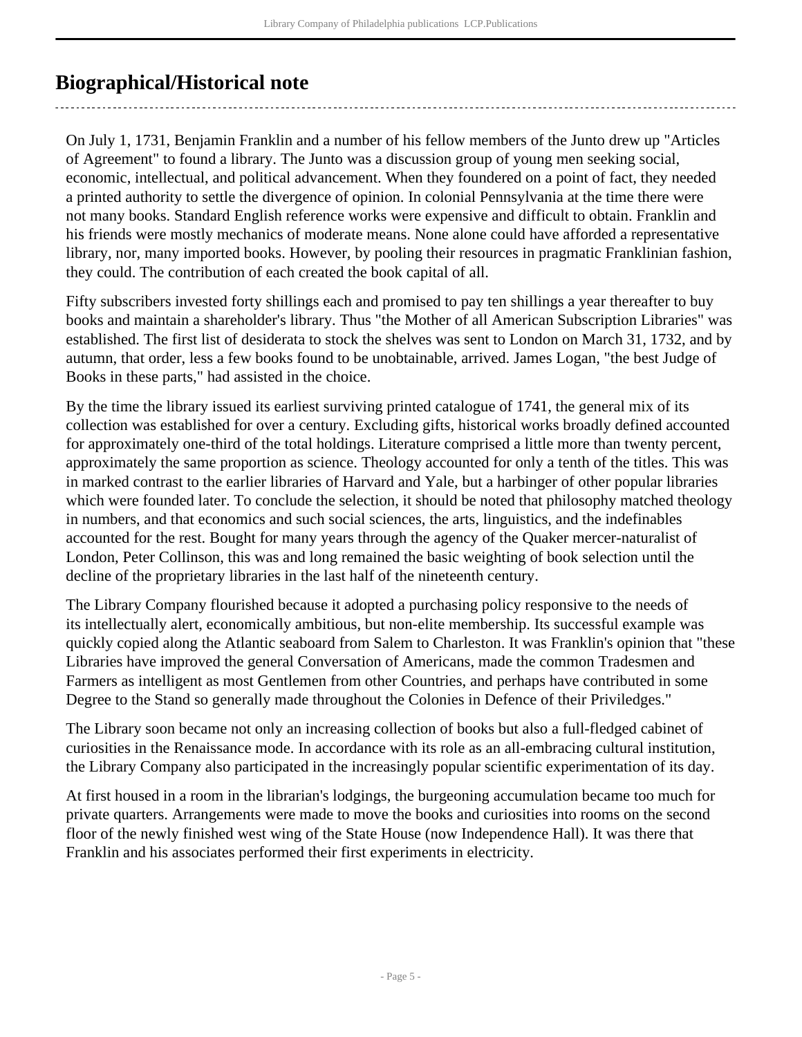## Biographical/Historical note

On July 1, 1731, Benjamin Franklin and a number of his fellow members of the Junto drew up "Articles of Agreement" to found a library. The Junto was a discussion group of young men seeking social, economic, intellectual, and political advancement. When they foundered on a point of fact, they needed a printed authority to settle the divergence of opinion. In colonial Pennsylvania at the time there were not many books. Standard English reference works were expensive and difficult to obtain. Franklin and his friends were mostly mechanics of moderate means. None alone could have afforded a representative library, nor, many imported books. However, by pooling their resources in pragmatic Franklinian fashion, they could. The contribution of each created the book capital of all.

Fifty subscribers invested forty shillings each and promised to pay ten shillings a year thereafter to buy books and maintain a shareholder's library. Thus "the Mother of all American Subscription Libraries" was established. The first list of desiderata to stock the shelves was sent to London on March 31, 1732, and by autumn, that order, less a few books found to be unobtainable, arrived. James Logan, "the best Judge of Books in these parts," had assisted in the choice.

By the time the library issued its earliest surviving printed catalogue of 1741, the general mix of its collection was established for over a century. Excluding gifts, historical works broadly defined accounted for approximately one-third of the total holdings. Literature comprised a little more than twenty percent, approximately the same proportion as science. Theology accounted for only a tenth of the titles. This was in marked contrast to the earlier libraries of Harvard and Yale, but a harbinger of other popular libraries which were founded later. To conclude the selection, it should be noted that philosophy matched theology in numbers, and that economics and such social sciences, the arts, linguistics, and the indefinables accounted for the rest. Bought for many years through the agency of the Quaker mercer-naturalist of London, Peter Collinson, this was and long remained the basic weighting of book selection until the decline of the proprietary libraries in the last half of the nineteenth century.

The Library Company flourished because it adopted a purchasing policy responsive to the needs of its intellectually alert, economically ambitious, but non-elite membership. Its successful example was quickly copied along the Atlantic seaboard from Salem to Charleston. It was Franklin's opinion that "these Libraries have improved the general Conversation of Americans, made the common Tradesmen and Farmers as intelligent as most Gentlemen from other Countries, and perhaps have contributed in some Degree to the Stand so generally made throughout the Colonies in Defence of their Priviledges."

The Library soon became not only an increasing collection of books but also a full-fledged cabinet of curiosities in the Renaissance mode. In accordance with its role as an all-embracing cultural institution, the Library Company also participated in the increasingly popular scientific experimentation of its day.

At first housed in a room in the librarian's lodgings, the burgeoning accumulation became too much for private quarters. Arrangements were made to move the books and curiosities into rooms on the second floor of the newly finished west wing of the State House (now Independence Hall). It was there that Franklin and his associates performed their first experiments in electricity.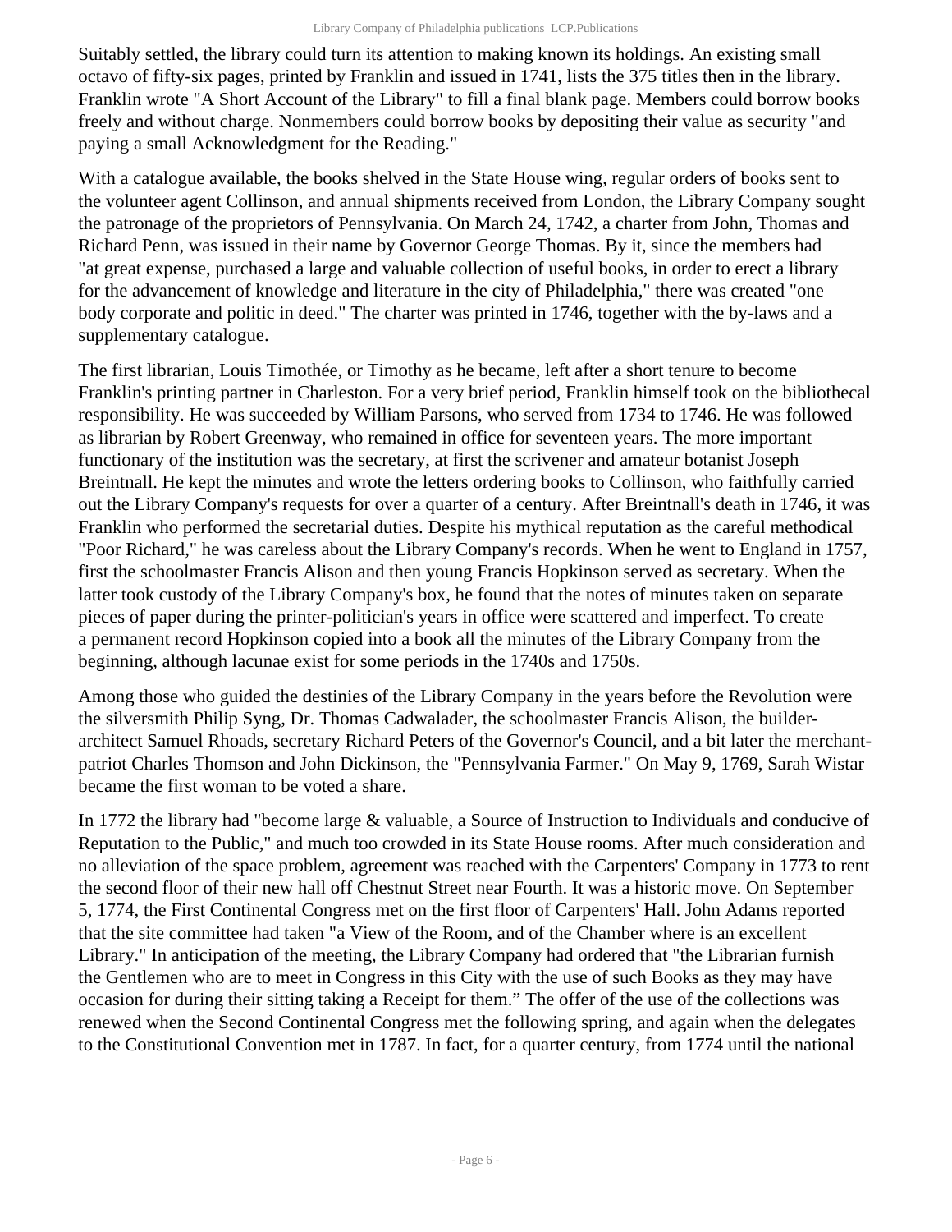Suitably settled, the library could turn its attention to making known its holdings. An existing small octavo of fifty-six pages, printed by Franklin and issued in 1741, lists the 375 titles then in the library. Franklin wrote "A Short Account of the Library" to fill a final blank page. Members could borrow books freely and without charge. Nonmembers could borrow books by depositing their value as security "and paying a small Acknowledgment for the Reading."

With a catalogue available, the books shelved in the State House wing, regular orders of books sent to the volunteer agent Collinson, and annual shipments received from London, the Library Company sought the patronage of the proprietors of Pennsylvania. On March 24, 1742, a charter from John, Thomas and Richard Penn, was issued in their name by Governor George Thomas. By it, since the members had "at great expense, purchased a large and valuable collection of useful books, in order to erect a library for the advancement of knowledge and literature in the city of Philadelphia," there was created "one body corporate and politic in deed." The charter was printed in 1746, together with the by-laws and a supplementary catalogue.

The first librarian, Louis Timothée, or Timothy as he became, left after a short tenure to become Franklin's printing partner in Charleston. For a very brief period, Franklin himself took on the bibliothecal responsibility. He was succeeded by William Parsons, who served from 1734 to 1746. He was followed as librarian by Robert Greenway, who remained in office for seventeen years. The more important functionary of the institution was the secretary, at first the scrivener and amateur botanist Joseph Breintnall. He kept the minutes and wrote the letters ordering books to Collinson, who faithfully carried out the Library Company's requests for over a quarter of a century. After Breintnall's death in 1746, it was Franklin who performed the secretarial duties. Despite his mythical reputation as the careful methodical "Poor Richard," he was careless about the Library Company's records. When he went to England in 1757, first the schoolmaster Francis Alison and then young Francis Hopkinson served as secretary. When the latter took custody of the Library Company's box, he found that the notes of minutes taken on separate pieces of paper during the printer-politician's years in office were scattered and imperfect. To create a permanent record Hopkinson copied into a book all the minutes of the Library Company from the beginning, although lacunae exist for some periods in the 1740s and 1750s.

Among those who guided the destinies of the Library Company in the years before the Revolution were the silversmith Philip Syng, Dr. Thomas Cadwalader, the schoolmaster Francis Alison, the builder-architect Samuel Rhoads, secretary Richard Peters of the Governor's Council, and a bit later the merchant-patriot Charles Thomson and John Dickinson, the "Pennsylvania Farmer." On May 9, 1769, Sarah Wistar became the first woman to be voted a share.

In 1772 the library had "become large & valuable, a Source of Instruction to Individuals and conducive of Reputation to the Public," and much too crowded in its State House rooms. After much consideration and no alleviation of the space problem, agreement was reached with the Carpenters' Company in 1773 to rent the second floor of their new hall off Chestnut Street near Fourth. It was a historic move. On September 5, 1774, the First Continental Congress met on the first floor of Carpenters' Hall. John Adams reported that the site committee had taken "a View of the Room, and of the Chamber where is an excellent Library." In anticipation of the meeting, the Library Company had ordered that "the Librarian furnish the Gentlemen who are to meet in Congress in this City with the use of such Books as they may have occasion for during their sitting taking a Receipt for them." The offer of the use of the collections was renewed when the Second Continental Congress met the following spring, and again when the delegates to the Constitutional Convention met in 1787. In fact, for a quarter century, from 1774 until the national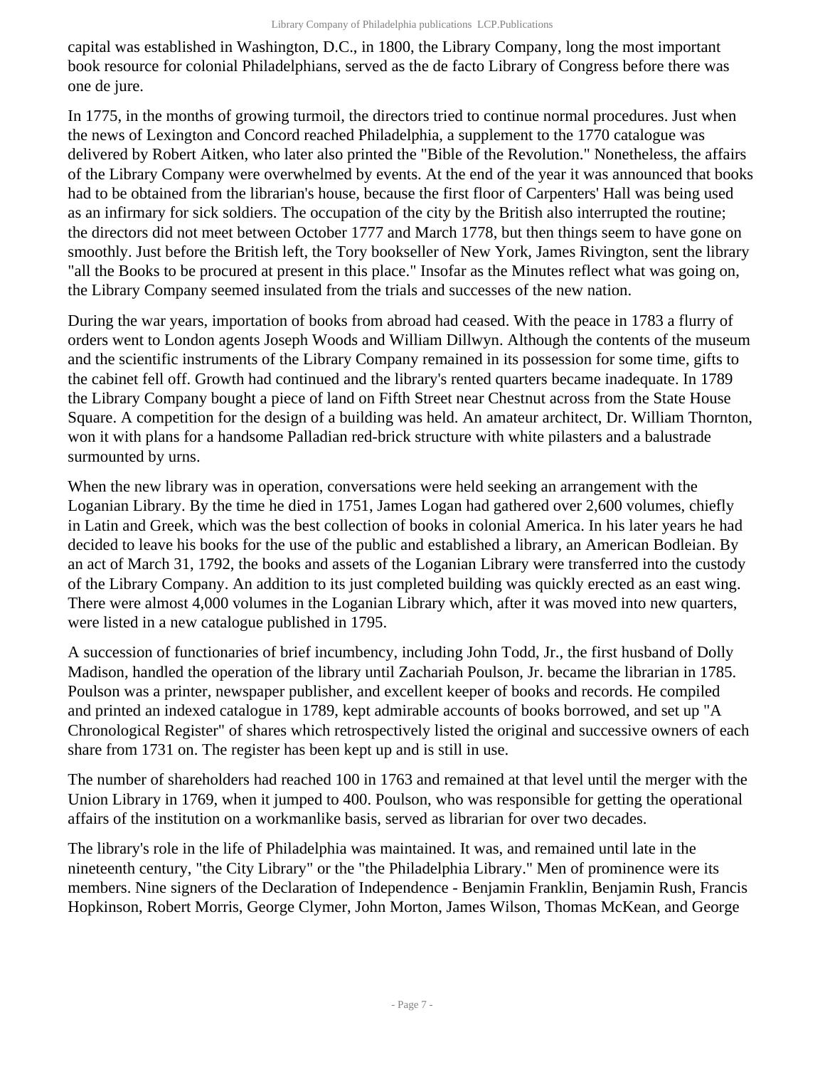capital was established in Washington, D.C., in 1800, the Library Company, long the most important book resource for colonial Philadelphians, served as the de facto Library of Congress before there was one de jure.

In 1775, in the months of growing turmoil, the directors tried to continue normal procedures. Just when the news of Lexington and Concord reached Philadelphia, a supplement to the 1770 catalogue was delivered by Robert Aitken, who later also printed the "Bible of the Revolution." Nonetheless, the affairs of the Library Company were overwhelmed by events. At the end of the year it was announced that books had to be obtained from the librarian's house, because the first floor of Carpenters' Hall was being used as an infirmary for sick soldiers. The occupation of the city by the British also interrupted the routine; the directors did not meet between October 1777 and March 1778, but then things seem to have gone on smoothly. Just before the British left, the Tory bookseller of New York, James Rivington, sent the library "all the Books to be procured at present in this place." Insofar as the Minutes reflect what was going on, the Library Company seemed insulated from the trials and successes of the new nation.

During the war years, importation of books from abroad had ceased. With the peace in 1783 a flurry of orders went to London agents Joseph Woods and William Dillwyn. Although the contents of the museum and the scientific instruments of the Library Company remained in its possession for some time, gifts to the cabinet fell off. Growth had continued and the library's rented quarters became inadequate. In 1789 the Library Company bought a piece of land on Fifth Street near Chestnut across from the State House Square. A competition for the design of a building was held. An amateur architect, Dr. William Thornton, won it with plans for a handsome Palladian red-brick structure with white pilasters and a balustrade surmounted by urns.

When the new library was in operation, conversations were held seeking an arrangement with the Loganian Library. By the time he died in 1751, James Logan had gathered over 2,600 volumes, chiefly in Latin and Greek, which was the best collection of books in colonial America. In his later years he had decided to leave his books for the use of the public and established a library, an American Bodleian. By an act of March 31, 1792, the books and assets of the Loganian Library were transferred into the custody of the Library Company. An addition to its just completed building was quickly erected as an east wing. There were almost 4,000 volumes in the Loganian Library which, after it was moved into new quarters, were listed in a new catalogue published in 1795.

A succession of functionaries of brief incumbency, including John Todd, Jr., the first husband of Dolly Madison, handled the operation of the library until Zachariah Poulson, Jr. became the librarian in 1785. Poulson was a printer, newspaper publisher, and excellent keeper of books and records. He compiled and printed an indexed catalogue in 1789, kept admirable accounts of books borrowed, and set up "A Chronological Register" of shares which retrospectively listed the original and successive owners of each share from 1731 on. The register has been kept up and is still in use.

The number of shareholders had reached 100 in 1763 and remained at that level until the merger with the Union Library in 1769, when it jumped to 400. Poulson, who was responsible for getting the operational affairs of the institution on a workmanlike basis, served as librarian for over two decades.

The library's role in the life of Philadelphia was maintained. It was, and remained until late in the nineteenth century, "the City Library" or the "the Philadelphia Library." Men of prominence were its members. Nine signers of the Declaration of Independence - Benjamin Franklin, Benjamin Rush, Francis Hopkinson, Robert Morris, George Clymer, John Morton, James Wilson, Thomas McKean, and George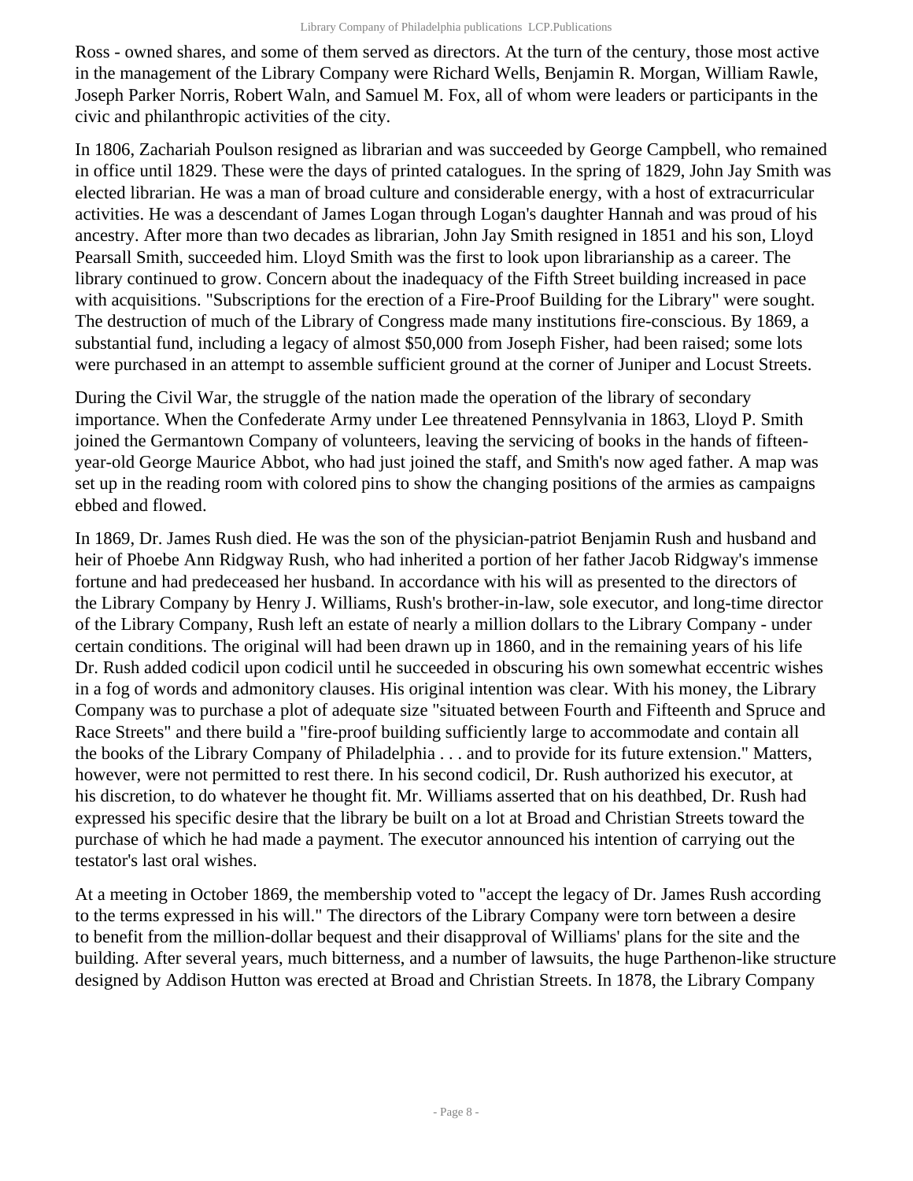Ross - owned shares, and some of them served as directors. At the turn of the century, those most active in the management of the Library Company were Richard Wells, Benjamin R. Morgan, William Rawle, Joseph Parker Norris, Robert Waln, and Samuel M. Fox, all of whom were leaders or participants in the civic and philanthropic activities of the city.

In 1806, Zachariah Poulson resigned as librarian and was succeeded by George Campbell, who remained in office until 1829. These were the days of printed catalogues. In the spring of 1829, John Jay Smith was elected librarian. He was a man of broad culture and considerable energy, with a host of extracurricular activities. He was a descendant of James Logan through Logan's daughter Hannah and was proud of his ancestry. After more than two decades as librarian, John Jay Smith resigned in 1851 and his son, Lloyd Pearsall Smith, succeeded him. Lloyd Smith was the first to look upon librarianship as a career. The library continued to grow. Concern about the inadequacy of the Fifth Street building increased in pace with acquisitions. "Subscriptions for the erection of a Fire-Proof Building for the Library" were sought. The destruction of much of the Library of Congress made many institutions fire-conscious. By 1869, a substantial fund, including a legacy of almost $50,000 from Joseph Fisher, had been raised; some lots were purchased in an attempt to assemble sufficient ground at the corner of Juniper and Locust Streets.

During the Civil War, the struggle of the nation made the operation of the library of secondary importance. When the Confederate Army under Lee threatened Pennsylvania in 1863, Lloyd P. Smith joined the Germantown Company of volunteers, leaving the servicing of books in the hands of fifteen-year-old George Maurice Abbot, who had just joined the staff, and Smith's now aged father. A map was set up in the reading room with colored pins to show the changing positions of the armies as campaigns ebbed and flowed.

In 1869, Dr. James Rush died. He was the son of the physician-patriot Benjamin Rush and husband and heir of Phoebe Ann Ridgway Rush, who had inherited a portion of her father Jacob Ridgway's immense fortune and had predeceased her husband. In accordance with his will as presented to the directors of the Library Company by Henry J. Williams, Rush's brother-in-law, sole executor, and long-time director of the Library Company, Rush left an estate of nearly a million dollars to the Library Company - under certain conditions. The original will had been drawn up in 1860, and in the remaining years of his life Dr. Rush added codicil upon codicil until he succeeded in obscuring his own somewhat eccentric wishes in a fog of words and admonitory clauses. His original intention was clear. With his money, the Library Company was to purchase a plot of adequate size "situated between Fourth and Fifteenth and Spruce and Race Streets" and there build a "fire-proof building sufficiently large to accommodate and contain all the books of the Library Company of Philadelphia . . . and to provide for its future extension." Matters, however, were not permitted to rest there. In his second codicil, Dr. Rush authorized his executor, at his discretion, to do whatever he thought fit. Mr. Williams asserted that on his deathbed, Dr. Rush had expressed his specific desire that the library be built on a lot at Broad and Christian Streets toward the purchase of which he had made a payment. The executor announced his intention of carrying out the testator's last oral wishes.

At a meeting in October 1869, the membership voted to "accept the legacy of Dr. James Rush according to the terms expressed in his will." The directors of the Library Company were torn between a desire to benefit from the million-dollar bequest and their disapproval of Williams' plans for the site and the building. After several years, much bitterness, and a number of lawsuits, the huge Parthenon-like structure designed by Addison Hutton was erected at Broad and Christian Streets. In 1878, the Library Company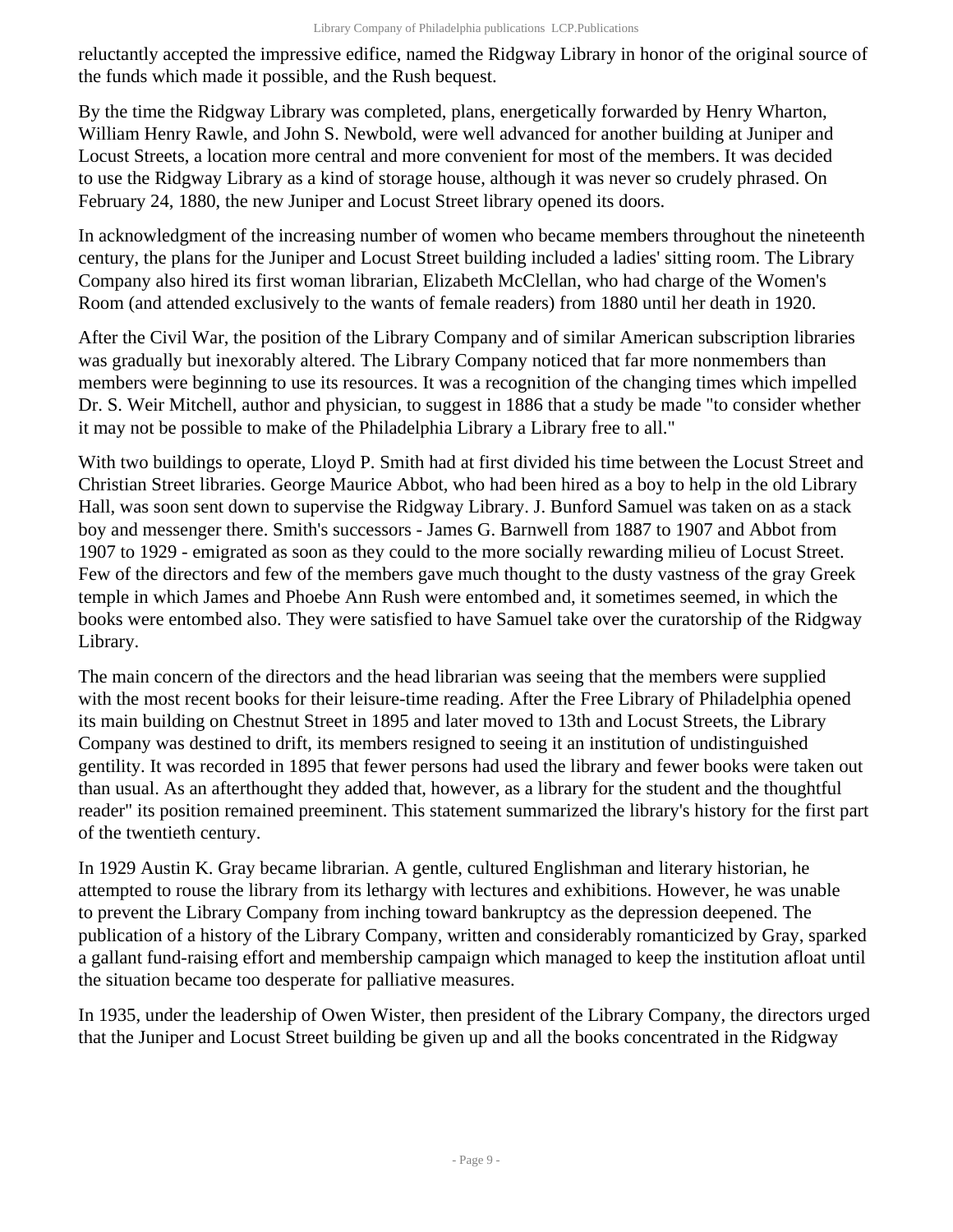reluctantly accepted the impressive edifice, named the Ridgway Library in honor of the original source of the funds which made it possible, and the Rush bequest.

By the time the Ridgway Library was completed, plans, energetically forwarded by Henry Wharton, William Henry Rawle, and John S. Newbold, were well advanced for another building at Juniper and Locust Streets, a location more central and more convenient for most of the members. It was decided to use the Ridgway Library as a kind of storage house, although it was never so crudely phrased. On February 24, 1880, the new Juniper and Locust Street library opened its doors.

In acknowledgment of the increasing number of women who became members throughout the nineteenth century, the plans for the Juniper and Locust Street building included a ladies' sitting room. The Library Company also hired its first woman librarian, Elizabeth McClellan, who had charge of the Women's Room (and attended exclusively to the wants of female readers) from 1880 until her death in 1920.

After the Civil War, the position of the Library Company and of similar American subscription libraries was gradually but inexorably altered. The Library Company noticed that far more nonmembers than members were beginning to use its resources. It was a recognition of the changing times which impelled Dr. S. Weir Mitchell, author and physician, to suggest in 1886 that a study be made "to consider whether it may not be possible to make of the Philadelphia Library a Library free to all."

With two buildings to operate, Lloyd P. Smith had at first divided his time between the Locust Street and Christian Street libraries. George Maurice Abbot, who had been hired as a boy to help in the old Library Hall, was soon sent down to supervise the Ridgway Library. J. Bunford Samuel was taken on as a stack boy and messenger there. Smith's successors - James G. Barnwell from 1887 to 1907 and Abbot from 1907 to 1929 - emigrated as soon as they could to the more socially rewarding milieu of Locust Street. Few of the directors and few of the members gave much thought to the dusty vastness of the gray Greek temple in which James and Phoebe Ann Rush were entombed and, it sometimes seemed, in which the books were entombed also. They were satisfied to have Samuel take over the curatorship of the Ridgway Library.

The main concern of the directors and the head librarian was seeing that the members were supplied with the most recent books for their leisure-time reading. After the Free Library of Philadelphia opened its main building on Chestnut Street in 1895 and later moved to 13th and Locust Streets, the Library Company was destined to drift, its members resigned to seeing it an institution of undistinguished gentility. It was recorded in 1895 that fewer persons had used the library and fewer books were taken out than usual. As an afterthought they added that, however, as a library for the student and the thoughtful reader" its position remained preeminent. This statement summarized the library's history for the first part of the twentieth century.

In 1929 Austin K. Gray became librarian. A gentle, cultured Englishman and literary historian, he attempted to rouse the library from its lethargy with lectures and exhibitions. However, he was unable to prevent the Library Company from inching toward bankruptcy as the depression deepened. The publication of a history of the Library Company, written and considerably romanticized by Gray, sparked a gallant fund-raising effort and membership campaign which managed to keep the institution afloat until the situation became too desperate for palliative measures.

In 1935, under the leadership of Owen Wister, then president of the Library Company, the directors urged that the Juniper and Locust Street building be given up and all the books concentrated in the Ridgway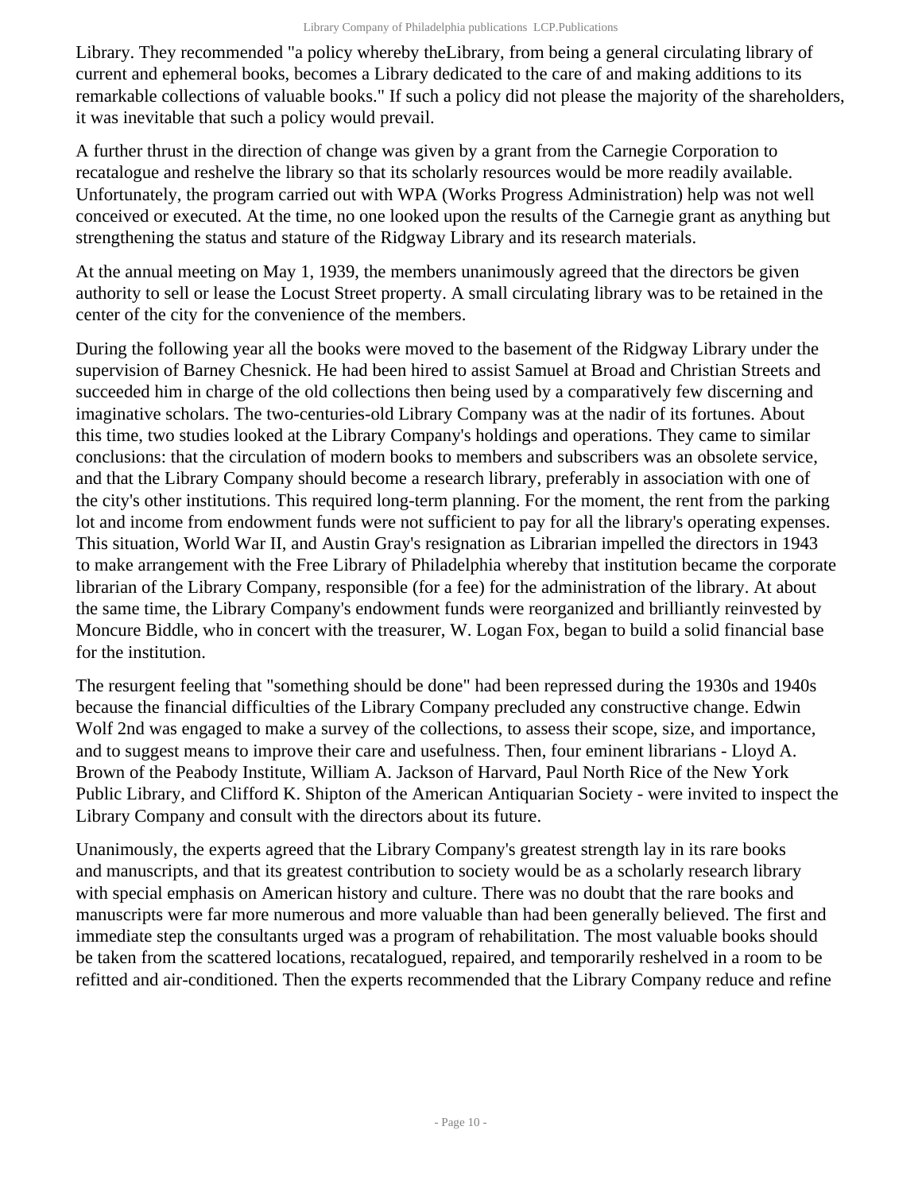Library. They recommended "a policy whereby theLibrary, from being a general circulating library of current and ephemeral books, becomes a Library dedicated to the care of and making additions to its remarkable collections of valuable books." If such a policy did not please the majority of the shareholders, it was inevitable that such a policy would prevail.

A further thrust in the direction of change was given by a grant from the Carnegie Corporation to recatalogue and reshelve the library so that its scholarly resources would be more readily available. Unfortunately, the program carried out with WPA (Works Progress Administration) help was not well conceived or executed. At the time, no one looked upon the results of the Carnegie grant as anything but strengthening the status and stature of the Ridgway Library and its research materials.

At the annual meeting on May 1, 1939, the members unanimously agreed that the directors be given authority to sell or lease the Locust Street property. A small circulating library was to be retained in the center of the city for the convenience of the members.

During the following year all the books were moved to the basement of the Ridgway Library under the supervision of Barney Chesnick. He had been hired to assist Samuel at Broad and Christian Streets and succeeded him in charge of the old collections then being used by a comparatively few discerning and imaginative scholars. The two-centuries-old Library Company was at the nadir of its fortunes. About this time, two studies looked at the Library Company's holdings and operations. They came to similar conclusions: that the circulation of modern books to members and subscribers was an obsolete service, and that the Library Company should become a research library, preferably in association with one of the city's other institutions. This required long-term planning. For the moment, the rent from the parking lot and income from endowment funds were not sufficient to pay for all the library's operating expenses. This situation, World War II, and Austin Gray's resignation as Librarian impelled the directors in 1943 to make arrangement with the Free Library of Philadelphia whereby that institution became the corporate librarian of the Library Company, responsible (for a fee) for the administration of the library. At about the same time, the Library Company's endowment funds were reorganized and brilliantly reinvested by Moncure Biddle, who in concert with the treasurer, W. Logan Fox, began to build a solid financial base for the institution.

The resurgent feeling that "something should be done" had been repressed during the 1930s and 1940s because the financial difficulties of the Library Company precluded any constructive change. Edwin Wolf 2nd was engaged to make a survey of the collections, to assess their scope, size, and importance, and to suggest means to improve their care and usefulness. Then, four eminent librarians - Lloyd A. Brown of the Peabody Institute, William A. Jackson of Harvard, Paul North Rice of the New York Public Library, and Clifford K. Shipton of the American Antiquarian Society - were invited to inspect the Library Company and consult with the directors about its future.

Unanimously, the experts agreed that the Library Company's greatest strength lay in its rare books and manuscripts, and that its greatest contribution to society would be as a scholarly research library with special emphasis on American history and culture. There was no doubt that the rare books and manuscripts were far more numerous and more valuable than had been generally believed. The first and immediate step the consultants urged was a program of rehabilitation. The most valuable books should be taken from the scattered locations, recatalogued, repaired, and temporarily reshelved in a room to be refitted and air-conditioned. Then the experts recommended that the Library Company reduce and refine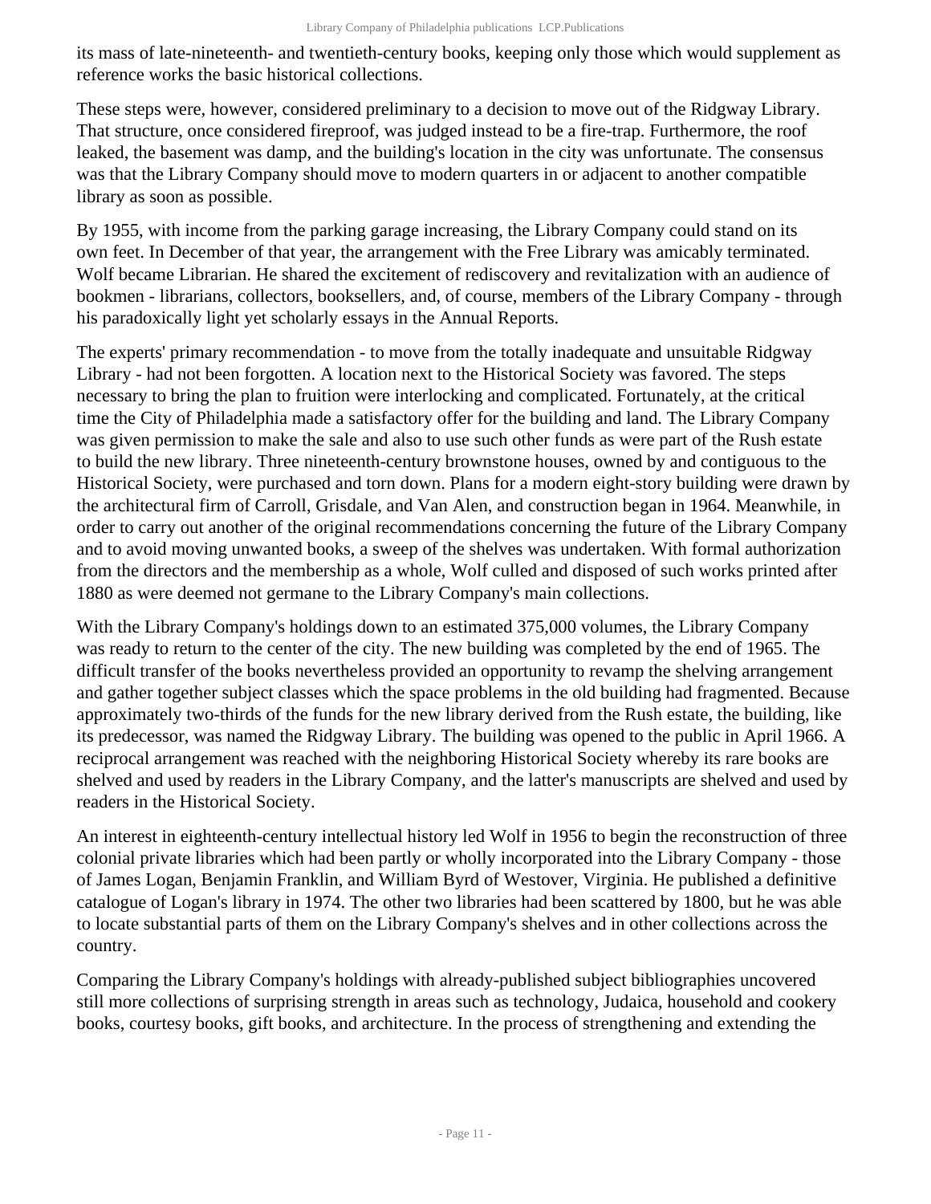its mass of late-nineteenth- and twentieth-century books, keeping only those which would supplement as reference works the basic historical collections.

These steps were, however, considered preliminary to a decision to move out of the Ridgway Library. That structure, once considered fireproof, was judged instead to be a fire-trap. Furthermore, the roof leaked, the basement was damp, and the building's location in the city was unfortunate. The consensus was that the Library Company should move to modern quarters in or adjacent to another compatible library as soon as possible.

By 1955, with income from the parking garage increasing, the Library Company could stand on its own feet. In December of that year, the arrangement with the Free Library was amicably terminated. Wolf became Librarian. He shared the excitement of rediscovery and revitalization with an audience of bookmen - librarians, collectors, booksellers, and, of course, members of the Library Company - through his paradoxically light yet scholarly essays in the Annual Reports.

The experts' primary recommendation - to move from the totally inadequate and unsuitable Ridgway Library - had not been forgotten. A location next to the Historical Society was favored. The steps necessary to bring the plan to fruition were interlocking and complicated. Fortunately, at the critical time the City of Philadelphia made a satisfactory offer for the building and land. The Library Company was given permission to make the sale and also to use such other funds as were part of the Rush estate to build the new library. Three nineteenth-century brownstone houses, owned by and contiguous to the Historical Society, were purchased and torn down. Plans for a modern eight-story building were drawn by the architectural firm of Carroll, Grisdale, and Van Alen, and construction began in 1964. Meanwhile, in order to carry out another of the original recommendations concerning the future of the Library Company and to avoid moving unwanted books, a sweep of the shelves was undertaken. With formal authorization from the directors and the membership as a whole, Wolf culled and disposed of such works printed after 1880 as were deemed not germane to the Library Company's main collections.

With the Library Company's holdings down to an estimated 375,000 volumes, the Library Company was ready to return to the center of the city. The new building was completed by the end of 1965. The difficult transfer of the books nevertheless provided an opportunity to revamp the shelving arrangement and gather together subject classes which the space problems in the old building had fragmented. Because approximately two-thirds of the funds for the new library derived from the Rush estate, the building, like its predecessor, was named the Ridgway Library. The building was opened to the public in April 1966. A reciprocal arrangement was reached with the neighboring Historical Society whereby its rare books are shelved and used by readers in the Library Company, and the latter's manuscripts are shelved and used by readers in the Historical Society.

An interest in eighteenth-century intellectual history led Wolf in 1956 to begin the reconstruction of three colonial private libraries which had been partly or wholly incorporated into the Library Company - those of James Logan, Benjamin Franklin, and William Byrd of Westover, Virginia. He published a definitive catalogue of Logan's library in 1974. The other two libraries had been scattered by 1800, but he was able to locate substantial parts of them on the Library Company's shelves and in other collections across the country.

Comparing the Library Company's holdings with already-published subject bibliographies uncovered still more collections of surprising strength in areas such as technology, Judaica, household and cookery books, courtesy books, gift books, and architecture. In the process of strengthening and extending the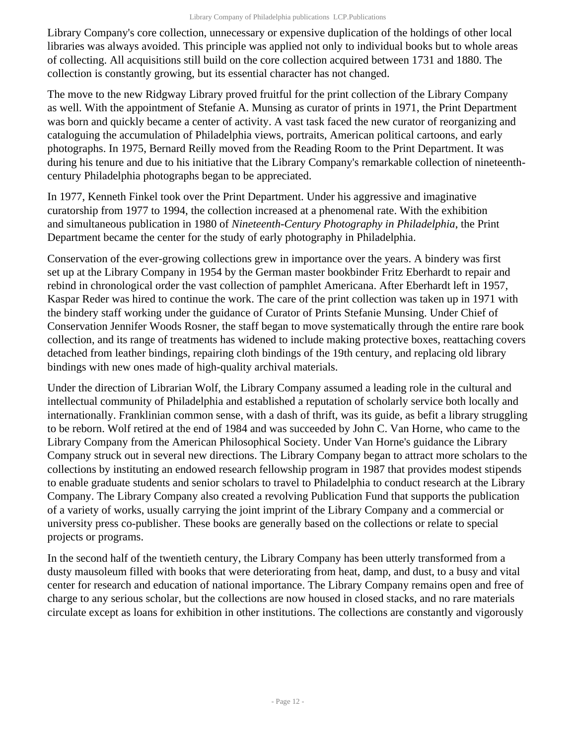Library Company's core collection, unnecessary or expensive duplication of the holdings of other local libraries was always avoided. This principle was applied not only to individual books but to whole areas of collecting. All acquisitions still build on the core collection acquired between 1731 and 1880. The collection is constantly growing, but its essential character has not changed.

The move to the new Ridgway Library proved fruitful for the print collection of the Library Company as well. With the appointment of Stefanie A. Munsing as curator of prints in 1971, the Print Department was born and quickly became a center of activity. A vast task faced the new curator of reorganizing and cataloguing the accumulation of Philadelphia views, portraits, American political cartoons, and early photographs. In 1975, Bernard Reilly moved from the Reading Room to the Print Department. It was during his tenure and due to his initiative that the Library Company's remarkable collection of nineteenth-century Philadelphia photographs began to be appreciated.

In 1977, Kenneth Finkel took over the Print Department. Under his aggressive and imaginative curatorship from 1977 to 1994, the collection increased at a phenomenal rate. With the exhibition and simultaneous publication in 1980 of *Nineteenth-Century Photography in Philadelphia*, the Print Department became the center for the study of early photography in Philadelphia.

Conservation of the ever-growing collections grew in importance over the years. A bindery was first set up at the Library Company in 1954 by the German master bookbinder Fritz Eberhardt to repair and rebind in chronological order the vast collection of pamphlet Americana. After Eberhardt left in 1957, Kaspar Reder was hired to continue the work. The care of the print collection was taken up in 1971 with the bindery staff working under the guidance of Curator of Prints Stefanie Munsing. Under Chief of Conservation Jennifer Woods Rosner, the staff began to move systematically through the entire rare book collection, and its range of treatments has widened to include making protective boxes, reattaching covers detached from leather bindings, repairing cloth bindings of the 19th century, and replacing old library bindings with new ones made of high-quality archival materials.

Under the direction of Librarian Wolf, the Library Company assumed a leading role in the cultural and intellectual community of Philadelphia and established a reputation of scholarly service both locally and internationally. Franklinian common sense, with a dash of thrift, was its guide, as befit a library struggling to be reborn. Wolf retired at the end of 1984 and was succeeded by John C. Van Horne, who came to the Library Company from the American Philosophical Society. Under Van Horne's guidance the Library Company struck out in several new directions. The Library Company began to attract more scholars to the collections by instituting an endowed research fellowship program in 1987 that provides modest stipends to enable graduate students and senior scholars to travel to Philadelphia to conduct research at the Library Company. The Library Company also created a revolving Publication Fund that supports the publication of a variety of works, usually carrying the joint imprint of the Library Company and a commercial or university press co-publisher. These books are generally based on the collections or relate to special projects or programs.

In the second half of the twentieth century, the Library Company has been utterly transformed from a dusty mausoleum filled with books that were deteriorating from heat, damp, and dust, to a busy and vital center for research and education of national importance. The Library Company remains open and free of charge to any serious scholar, but the collections are now housed in closed stacks, and no rare materials circulate except as loans for exhibition in other institutions. The collections are constantly and vigorously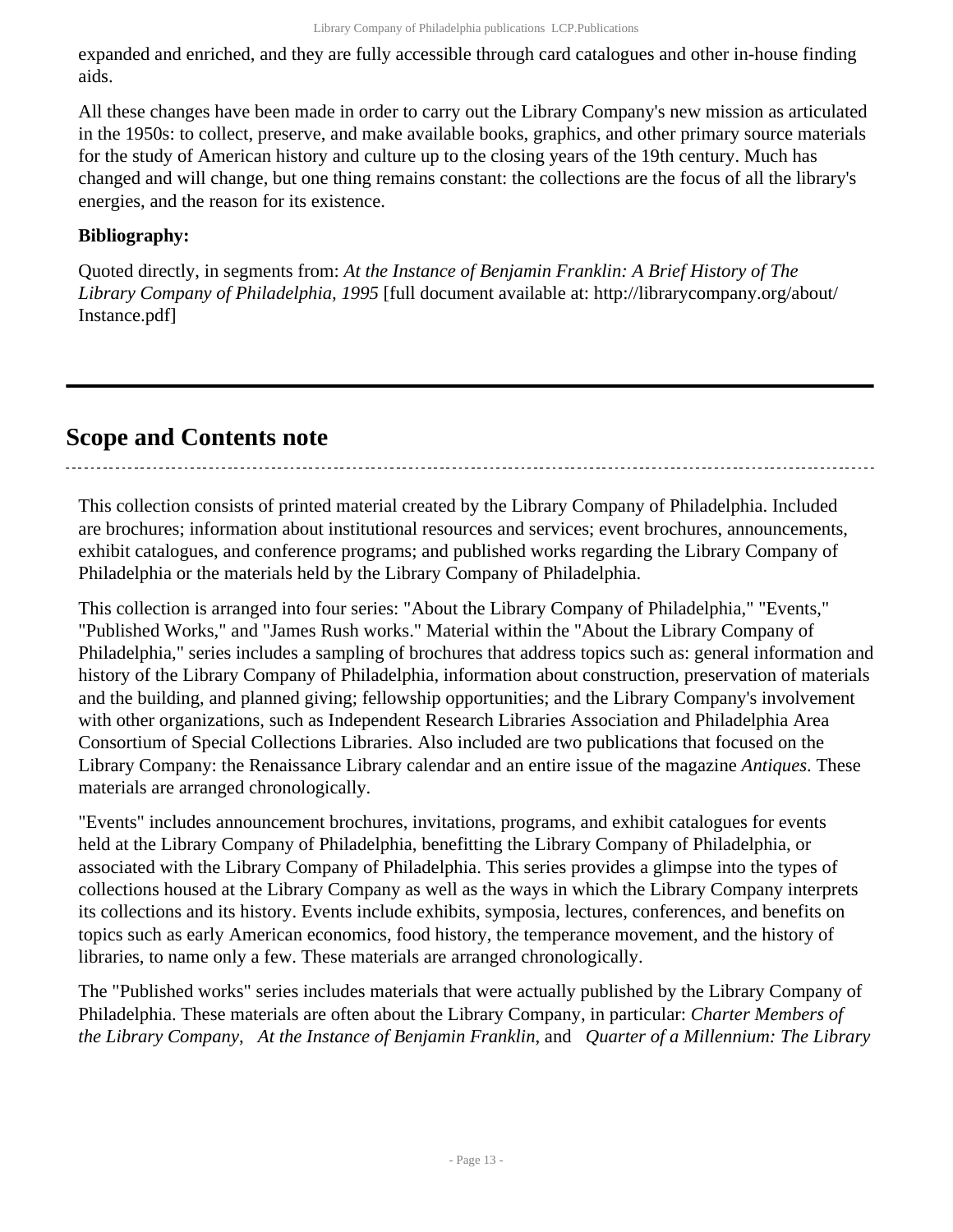expanded and enriched, and they are fully accessible through card catalogues and other in-house finding aids.

All these changes have been made in order to carry out the Library Company's new mission as articulated in the 1950s: to collect, preserve, and make available books, graphics, and other primary source materials for the study of American history and culture up to the closing years of the 19th century. Much has changed and will change, but one thing remains constant: the collections are the focus of all the library's energies, and the reason for its existence.

**Bibliography:**

Quoted directly, in segments from: *At the Instance of Benjamin Franklin: A Brief History of The Library Company of Philadelphia, 1995* [full document available at: http://librarycompany.org/about/Instance.pdf]

---

## Scope and Contents note

This collection consists of printed material created by the Library Company of Philadelphia. Included are brochures; information about institutional resources and services; event brochures, announcements, exhibit catalogues, and conference programs; and published works regarding the Library Company of Philadelphia or the materials held by the Library Company of Philadelphia.

This collection is arranged into four series: "About the Library Company of Philadelphia," "Events," "Published Works," and "James Rush works." Material within the "About the Library Company of Philadelphia," series includes a sampling of brochures that address topics such as: general information and history of the Library Company of Philadelphia, information about construction, preservation of materials and the building, and planned giving; fellowship opportunities; and the Library Company's involvement with other organizations, such as Independent Research Libraries Association and Philadelphia Area Consortium of Special Collections Libraries. Also included are two publications that focused on the Library Company: the Renaissance Library calendar and an entire issue of the magazine *Antiques*. These materials are arranged chronologically.

"Events" includes announcement brochures, invitations, programs, and exhibit catalogues for events held at the Library Company of Philadelphia, benefitting the Library Company of Philadelphia, or associated with the Library Company of Philadelphia. This series provides a glimpse into the types of collections housed at the Library Company as well as the ways in which the Library Company interprets its collections and its history. Events include exhibits, symposia, lectures, conferences, and benefits on topics such as early American economics, food history, the temperance movement, and the history of libraries, to name only a few. These materials are arranged chronologically.

The "Published works" series includes materials that were actually published by the Library Company of Philadelphia. These materials are often about the Library Company, in particular: *Charter Members of the Library Company*, *At the Instance of Benjamin Franklin*, and *Quarter of a Millennium: The Library*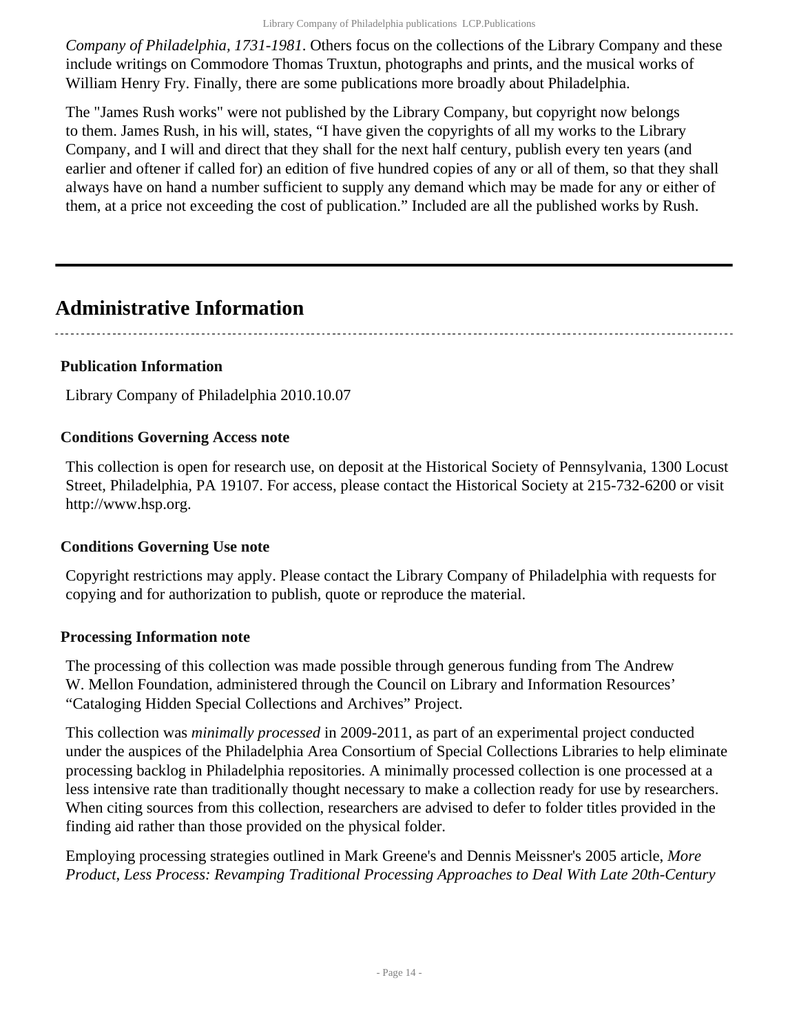*Company of Philadelphia, 1731-1981*. Others focus on the collections of the Library Company and these include writings on Commodore Thomas Truxtun, photographs and prints, and the musical works of William Henry Fry. Finally, there are some publications more broadly about Philadelphia.

The "James Rush works" were not published by the Library Company, but copyright now belongs to them. James Rush, in his will, states, "I have given the copyrights of all my works to the Library Company, and I will and direct that they shall for the next half century, publish every ten years (and earlier and oftener if called for) an edition of five hundred copies of any or all of them, so that they shall always have on hand a number sufficient to supply any demand which may be made for any or either of them, at a price not exceeding the cost of publication." Included are all the published works by Rush.

---

## Administrative Information

### Publication Information

Library Company of Philadelphia 2010.10.07

### Conditions Governing Access note

This collection is open for research use, on deposit at the Historical Society of Pennsylvania, 1300 Locust Street, Philadelphia, PA 19107. For access, please contact the Historical Society at 215-732-6200 or visit http://www.hsp.org.

### Conditions Governing Use note

Copyright restrictions may apply. Please contact the Library Company of Philadelphia with requests for copying and for authorization to publish, quote or reproduce the material.

### Processing Information note

The processing of this collection was made possible through generous funding from The Andrew W. Mellon Foundation, administered through the Council on Library and Information Resources' "Cataloging Hidden Special Collections and Archives" Project.

This collection was *minimally processed* in 2009-2011, as part of an experimental project conducted under the auspices of the Philadelphia Area Consortium of Special Collections Libraries to help eliminate processing backlog in Philadelphia repositories. A minimally processed collection is one processed at a less intensive rate than traditionally thought necessary to make a collection ready for use by researchers. When citing sources from this collection, researchers are advised to defer to folder titles provided in the finding aid rather than those provided on the physical folder.

Employing processing strategies outlined in Mark Greene's and Dennis Meissner's 2005 article, *More Product, Less Process: Revamping Traditional Processing Approaches to Deal With Late 20th-Century*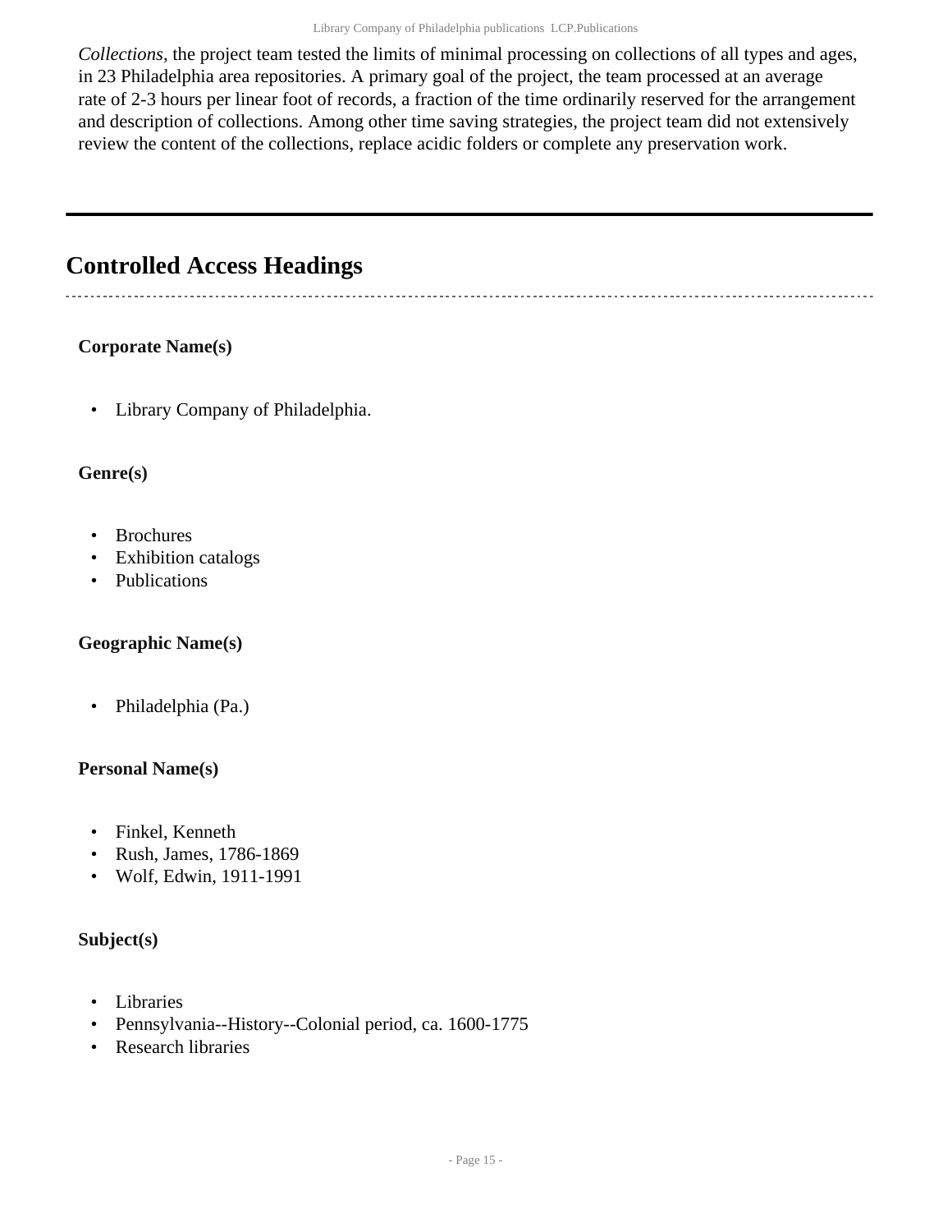*Collections*, the project team tested the limits of minimal processing on collections of all types and ages, in 23 Philadelphia area repositories. A primary goal of the project, the team processed at an average rate of 2-3 hours per linear foot of records, a fraction of the time ordinarily reserved for the arrangement and description of collections. Among other time saving strategies, the project team did not extensively review the content of the collections, replace acidic folders or complete any preservation work.

---

## Controlled Access Headings

**Corporate Name(s)**

- Library Company of Philadelphia.

**Genre(s)**

- Brochures
- Exhibition catalogs
- Publications

**Geographic Name(s)**

- Philadelphia (Pa.)

**Personal Name(s)**

- Finkel, Kenneth
- Rush, James, 1786-1869
- Wolf, Edwin, 1911-1991

**Subject(s)**

- Libraries
- Pennsylvania--History--Colonial period, ca. 1600-1775
- Research libraries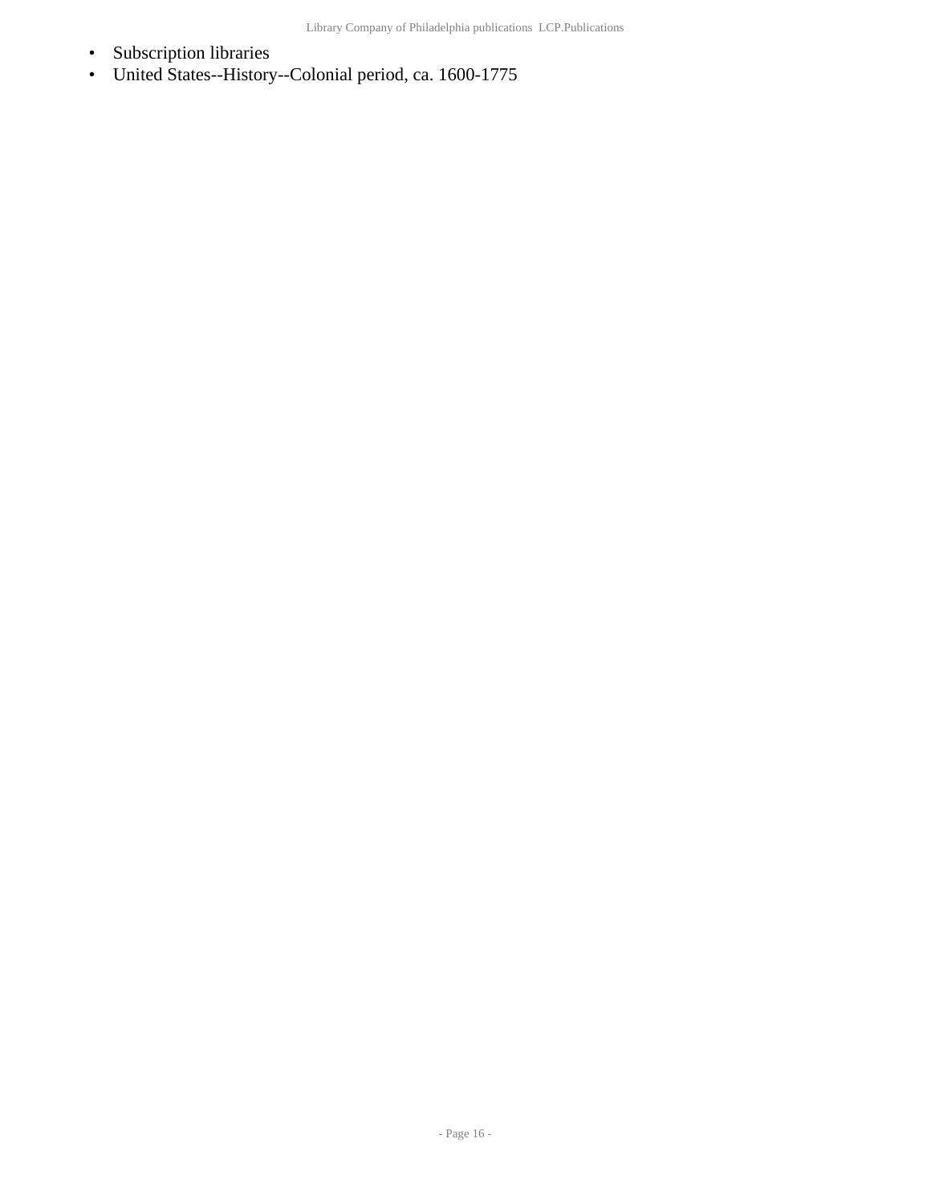- Subscription libraries
- United States--History--Colonial period, ca. 1600-1775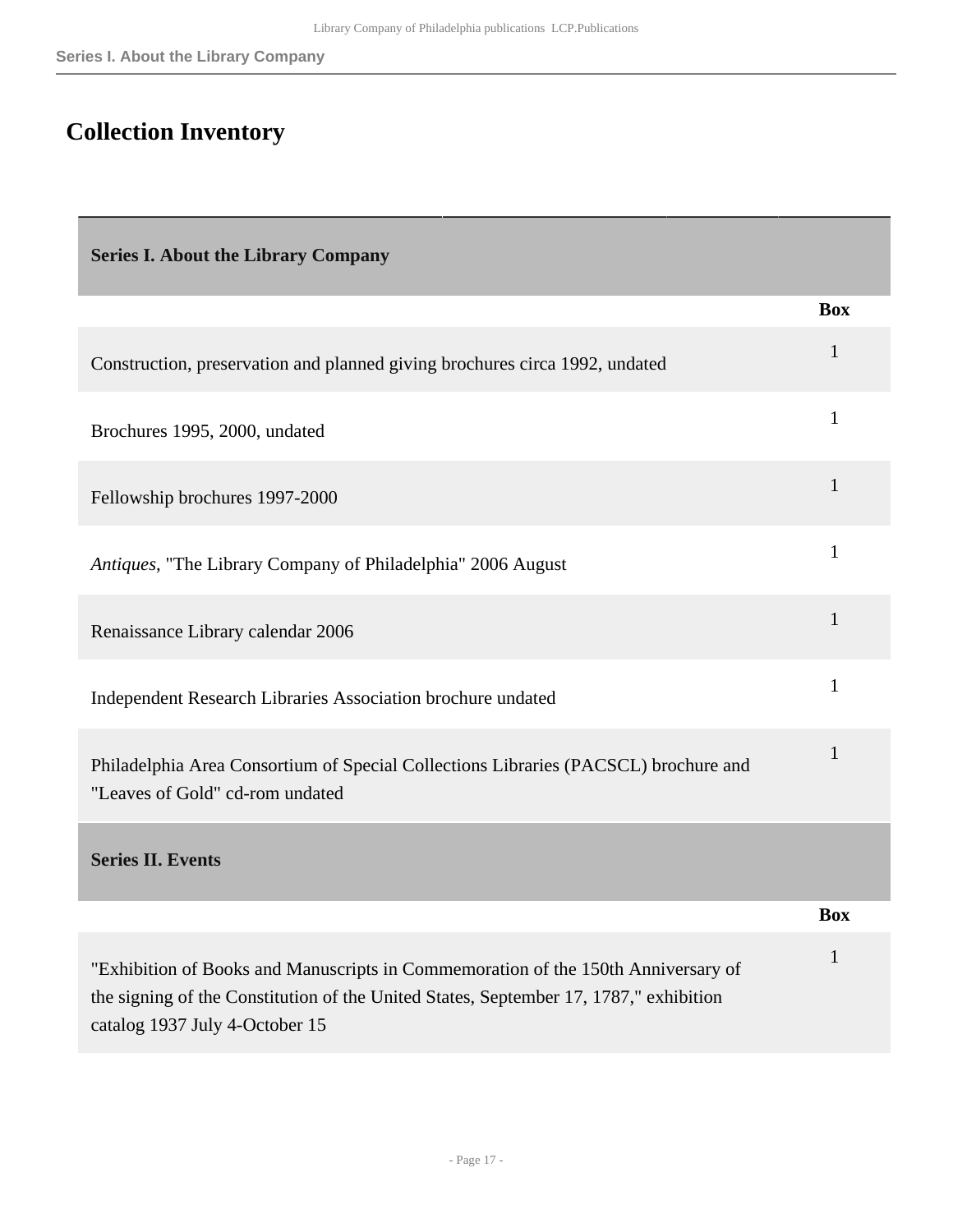# Collection Inventory

| Series I. About the Library Company | |
|---|---|
| | **Box** |
| Construction, preservation and planned giving brochures circa 1992, undated | 1 |
| Brochures 1995, 2000, undated | 1 |
| Fellowship brochures 1997-2000 | 1 |
| *Antiques*, "The Library Company of Philadelphia" 2006 August | 1 |
| Renaissance Library calendar 2006 | 1 |
| Independent Research Libraries Association brochure undated | 1 |
| Philadelphia Area Consortium of Special Collections Libraries (PACSCL) brochure and "Leaves of Gold" cd-rom undated | 1 |

| Series II. Events | |
|---|---|
| | **Box** |
| "Exhibition of Books and Manuscripts in Commemoration of the 150th Anniversary of the signing of the Constitution of the United States, September 17, 1787," exhibition catalog 1937 July 4-October 15 | 1 |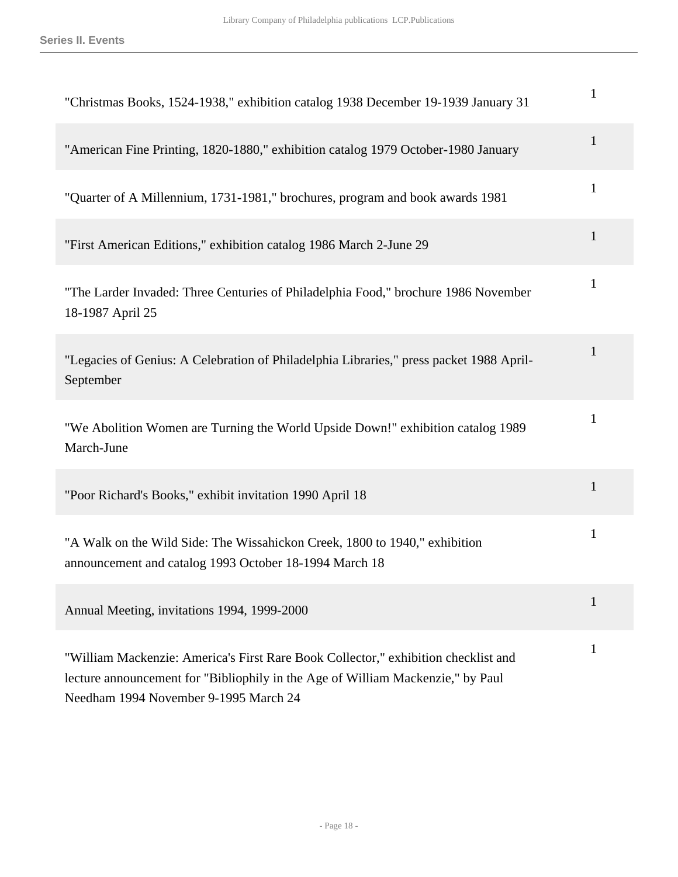| | |
|---|---|
| "Christmas Books, 1524-1938," exhibition catalog 1938 December 19-1939 January 31 | 1 |
| "American Fine Printing, 1820-1880," exhibition catalog 1979 October-1980 January | 1 |
| "Quarter of A Millennium, 1731-1981," brochures, program and book awards 1981 | 1 |
| "First American Editions," exhibition catalog 1986 March 2-June 29 | 1 |
| "The Larder Invaded: Three Centuries of Philadelphia Food," brochure 1986 November 18-1987 April 25 | 1 |
| "Legacies of Genius: A Celebration of Philadelphia Libraries," press packet 1988 April-September | 1 |
| "We Abolition Women are Turning the World Upside Down!" exhibition catalog 1989 March-June | 1 |
| "Poor Richard's Books," exhibit invitation 1990 April 18 | 1 |
| "A Walk on the Wild Side: The Wissahickon Creek, 1800 to 1940," exhibition announcement and catalog 1993 October 18-1994 March 18 | 1 |
| Annual Meeting, invitations 1994, 1999-2000 | 1 |
| "William Mackenzie: America's First Rare Book Collector," exhibition checklist and lecture announcement for "Bibliophily in the Age of William Mackenzie," by Paul Needham 1994 November 9-1995 March 24 | 1 |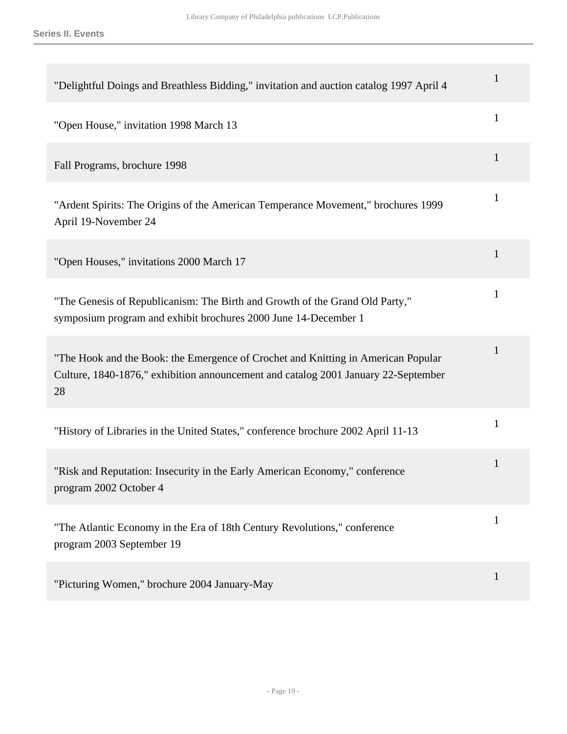| | |
|---|---|
| "Delightful Doings and Breathless Bidding," invitation and auction catalog 1997 April 4 | 1 |
| "Open House," invitation 1998 March 13 | 1 |
| Fall Programs, brochure 1998 | 1 |
| "Ardent Spirits: The Origins of the American Temperance Movement," brochures 1999 April 19-November 24 | 1 |
| "Open Houses," invitations 2000 March 17 | 1 |
| "The Genesis of Republicanism: The Birth and Growth of the Grand Old Party," symposium program and exhibit brochures 2000 June 14-December 1 | 1 |
| "The Hook and the Book: the Emergence of Crochet and Knitting in American Popular Culture, 1840-1876," exhibition announcement and catalog 2001 January 22-September 28 | 1 |
| "History of Libraries in the United States," conference brochure 2002 April 11-13 | 1 |
| "Risk and Reputation: Insecurity in the Early American Economy," conference program 2002 October 4 | 1 |
| "The Atlantic Economy in the Era of 18th Century Revolutions," conference program 2003 September 19 | 1 |
| "Picturing Women," brochure 2004 January-May | 1 |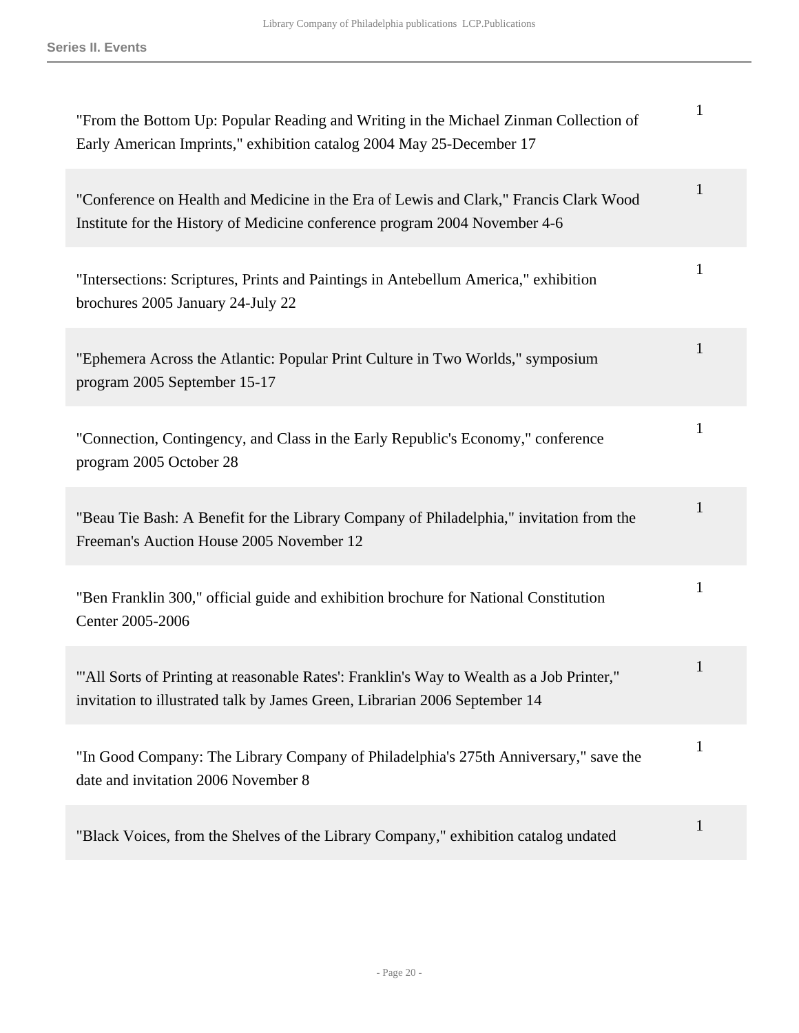| | |
|---|---|
| "From the Bottom Up: Popular Reading and Writing in the Michael Zinman Collection of Early American Imprints," exhibition catalog 2004 May 25-December 17 | 1 |
| "Conference on Health and Medicine in the Era of Lewis and Clark," Francis Clark Wood Institute for the History of Medicine conference program 2004 November 4-6 | 1 |
| "Intersections: Scriptures, Prints and Paintings in Antebellum America," exhibition brochures 2005 January 24-July 22 | 1 |
| "Ephemera Across the Atlantic: Popular Print Culture in Two Worlds," symposium program 2005 September 15-17 | 1 |
| "Connection, Contingency, and Class in the Early Republic's Economy," conference program 2005 October 28 | 1 |
| "Beau Tie Bash: A Benefit for the Library Company of Philadelphia," invitation from the Freeman's Auction House 2005 November 12 | 1 |
| "Ben Franklin 300," official guide and exhibition brochure for National Constitution Center 2005-2006 | 1 |
| "'All Sorts of Printing at reasonable Rates': Franklin's Way to Wealth as a Job Printer," invitation to illustrated talk by James Green, Librarian 2006 September 14 | 1 |
| "In Good Company: The Library Company of Philadelphia's 275th Anniversary," save the date and invitation 2006 November 8 | 1 |
| "Black Voices, from the Shelves of the Library Company," exhibition catalog undated | 1 |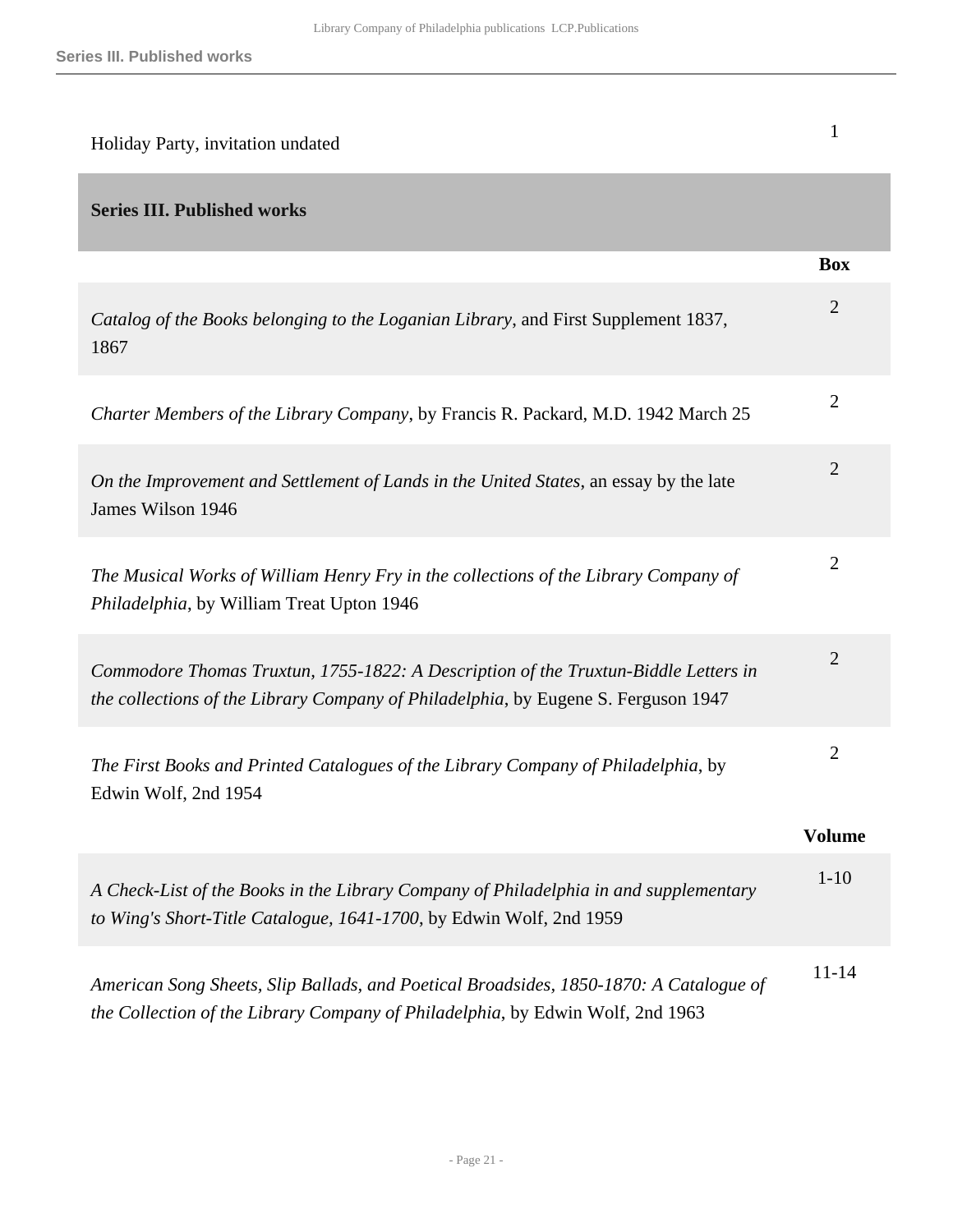| | |
|---|---|
| Holiday Party, invitation undated | 1 |

## Series III. Published works

| | Box |
|---|---|
| *Catalog of the Books belonging to the Loganian Library*, and First Supplement 1837, 1867 | 2 |
| *Charter Members of the Library Company*, by Francis R. Packard, M.D. 1942 March 25 | 2 |
| *On the Improvement and Settlement of Lands in the United States*, an essay by the late James Wilson 1946 | 2 |
| *The Musical Works of William Henry Fry in the collections of the Library Company of Philadelphia*, by William Treat Upton 1946 | 2 |
| *Commodore Thomas Truxtun, 1755-1822: A Description of the Truxtun-Biddle Letters in the collections of the Library Company of Philadelphia*, by Eugene S. Ferguson 1947 | 2 |
| *The First Books and Printed Catalogues of the Library Company of Philadelphia*, by Edwin Wolf, 2nd 1954 | 2 |

| | Volume |
|---|---|
| *A Check-List of the Books in the Library Company of Philadelphia in and supplementary to Wing's Short-Title Catalogue, 1641-1700*, by Edwin Wolf, 2nd 1959 | 1-10 |
| *American Song Sheets, Slip Ballads, and Poetical Broadsides, 1850-1870: A Catalogue of the Collection of the Library Company of Philadelphia*, by Edwin Wolf, 2nd 1963 | 11-14 |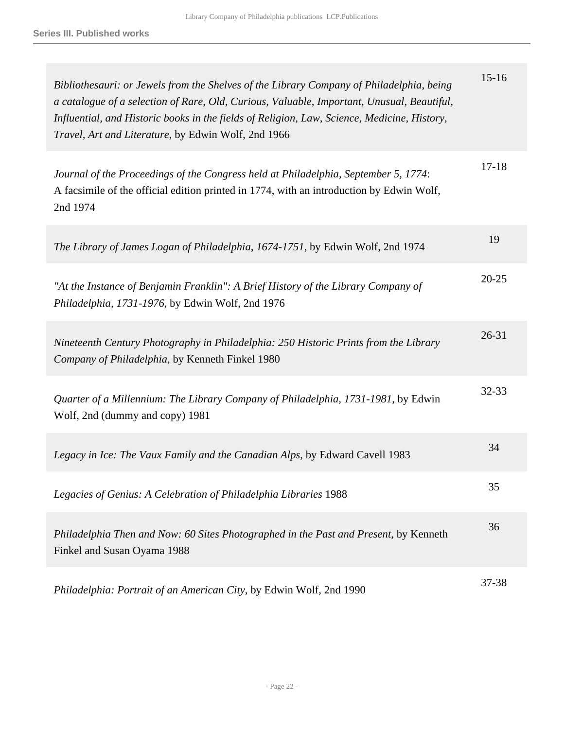| | |
|---|---|
| *Bibliothesauri: or Jewels from the Shelves of the Library Company of Philadelphia, being a catalogue of a selection of Rare, Old, Curious, Valuable, Important, Unusual, Beautiful, Influential, and Historic books in the fields of Religion, Law, Science, Medicine, History, Travel, Art and Literature,* by Edwin Wolf, 2nd 1966 | 15-16 |
| *Journal of the Proceedings of the Congress held at Philadelphia, September 5, 1774*: A facsimile of the official edition printed in 1774, with an introduction by Edwin Wolf, 2nd 1974 | 17-18 |
| *The Library of James Logan of Philadelphia, 1674-1751*, by Edwin Wolf, 2nd 1974 | 19 |
| *"At the Instance of Benjamin Franklin": A Brief History of the Library Company of Philadelphia, 1731-1976*, by Edwin Wolf, 2nd 1976 | 20-25 |
| *Nineteenth Century Photography in Philadelphia: 250 Historic Prints from the Library Company of Philadelphia*, by Kenneth Finkel 1980 | 26-31 |
| *Quarter of a Millennium: The Library Company of Philadelphia, 1731-1981*, by Edwin Wolf, 2nd (dummy and copy) 1981 | 32-33 |
| *Legacy in Ice: The Vaux Family and the Canadian Alps*, by Edward Cavell 1983 | 34 |
| *Legacies of Genius: A Celebration of Philadelphia Libraries* 1988 | 35 |
| *Philadelphia Then and Now: 60 Sites Photographed in the Past and Present*, by Kenneth Finkel and Susan Oyama 1988 | 36 |
| *Philadelphia: Portrait of an American City*, by Edwin Wolf, 2nd 1990 | 37-38 |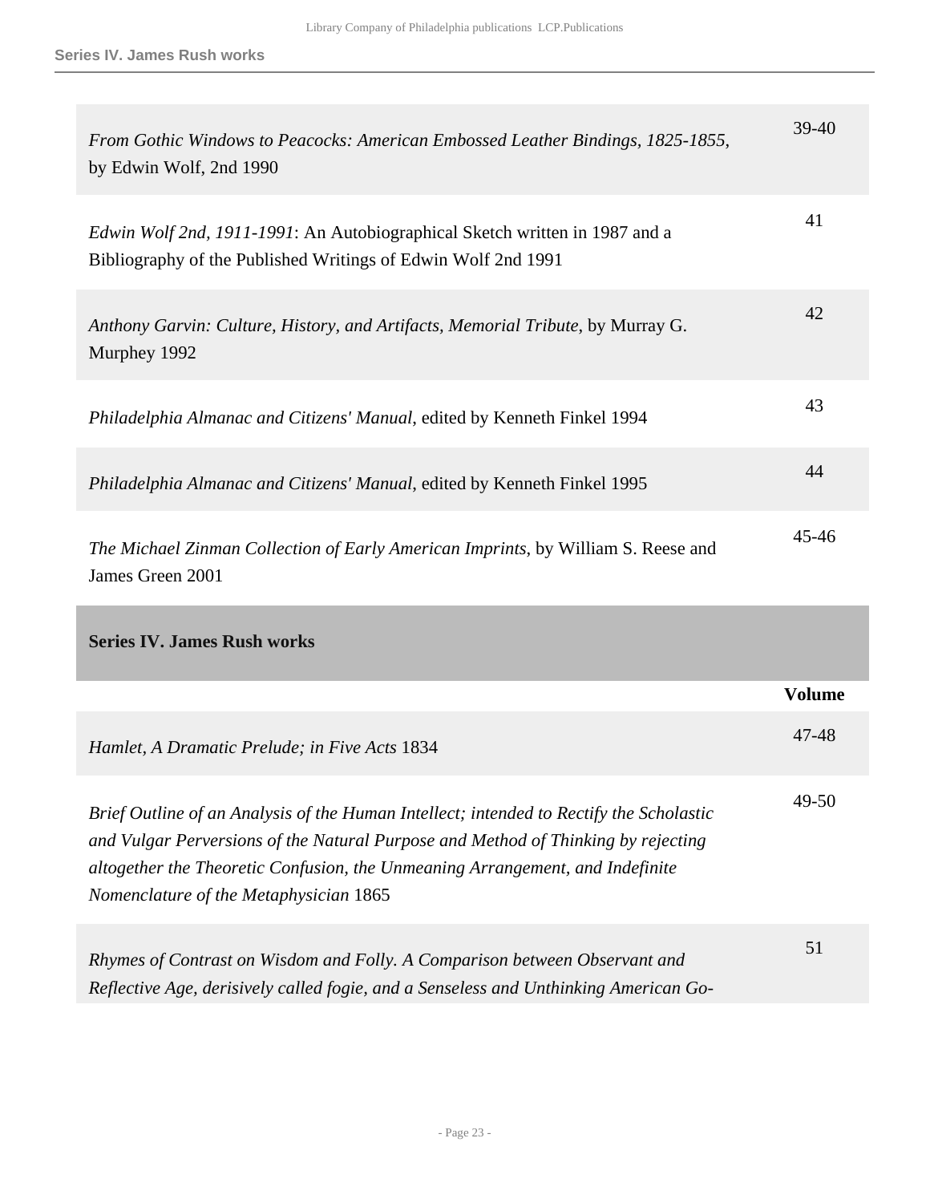| | |
|---|---|
| *From Gothic Windows to Peacocks: American Embossed Leather Bindings, 1825-1855*, by Edwin Wolf, 2nd 1990 | 39-40 |
| *Edwin Wolf 2nd, 1911-1991*: An Autobiographical Sketch written in 1987 and a Bibliography of the Published Writings of Edwin Wolf 2nd 1991 | 41 |
| *Anthony Garvin: Culture, History, and Artifacts, Memorial Tribute*, by Murray G. Murphey 1992 | 42 |
| *Philadelphia Almanac and Citizens' Manual*, edited by Kenneth Finkel 1994 | 43 |
| *Philadelphia Almanac and Citizens' Manual*, edited by Kenneth Finkel 1995 | 44 |
| *The Michael Zinman Collection of Early American Imprints*, by William S. Reese and James Green 2001 | 45-46 |

## Series IV. James Rush works

| | Volume |
|---|---|
| *Hamlet, A Dramatic Prelude; in Five Acts* 1834 | 47-48 |
| *Brief Outline of an Analysis of the Human Intellect; intended to Rectify the Scholastic and Vulgar Perversions of the Natural Purpose and Method of Thinking by rejecting altogether the Theoretic Confusion, the Unmeaning Arrangement, and Indefinite Nomenclature of the Metaphysician* 1865 | 49-50 |
| *Rhymes of Contrast on Wisdom and Folly. A Comparison between Observant and Reflective Age, derisively called fogie, and a Senseless and Unthinking American Go-* | 51 |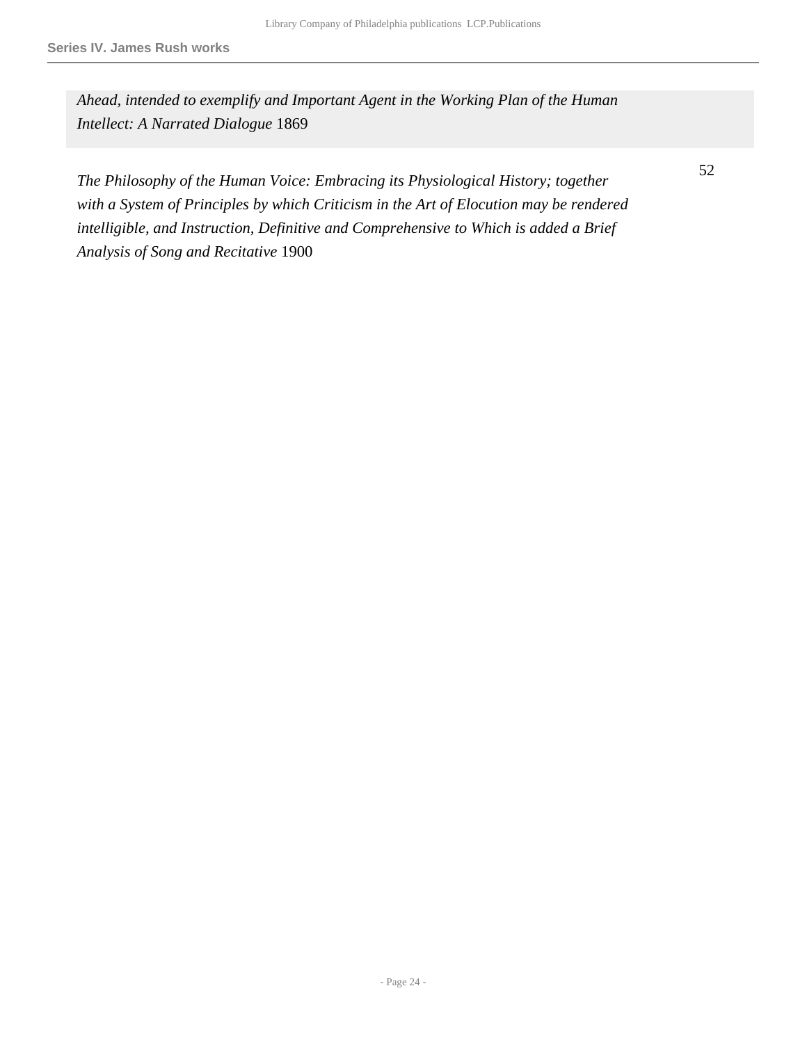*Ahead, intended to exemplify and Important Agent in the Working Plan of the Human Intellect: A Narrated Dialogue* 1869

*The Philosophy of the Human Voice: Embracing its Physiological History; together with a System of Principles by which Criticism in the Art of Elocution may be rendered intelligible, and Instruction, Definitive and Comprehensive to Which is added a Brief Analysis of Song and Recitative* 1900 — 52